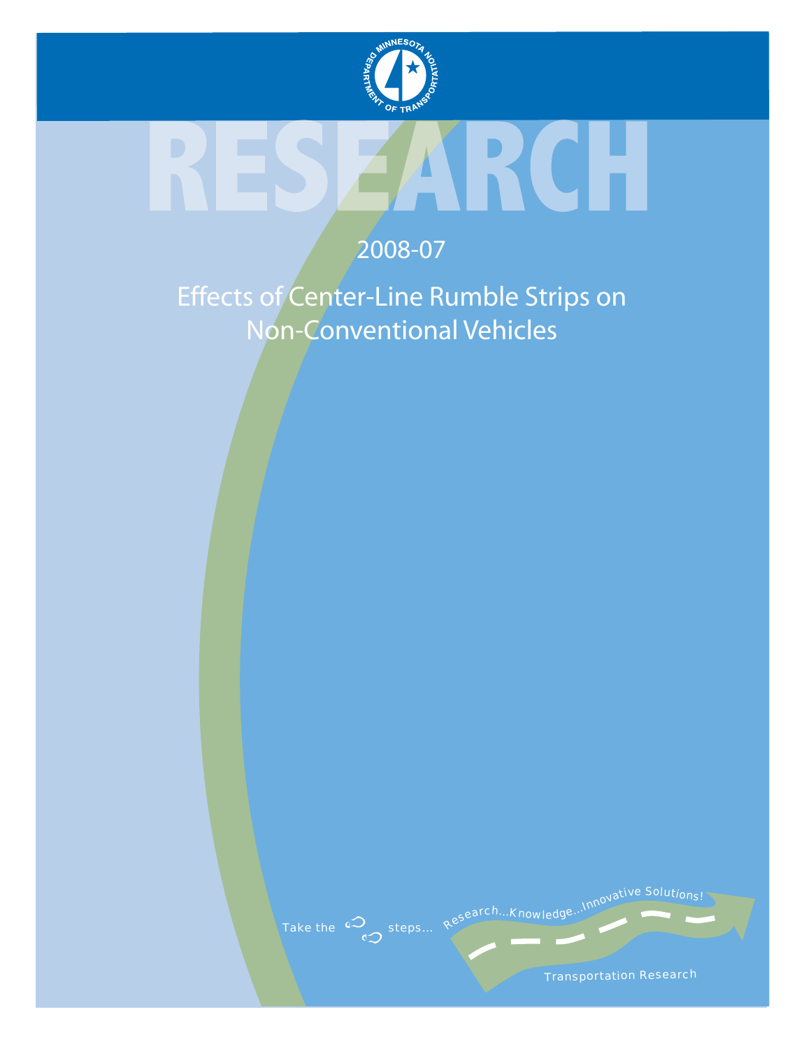# RESEARCH

2008-07

## Effects of Center-Line Rumble Strips on Non-Conventional Vehicles

Take the steps... Research...Knowledge...Innovative Solutions!

Transportation Research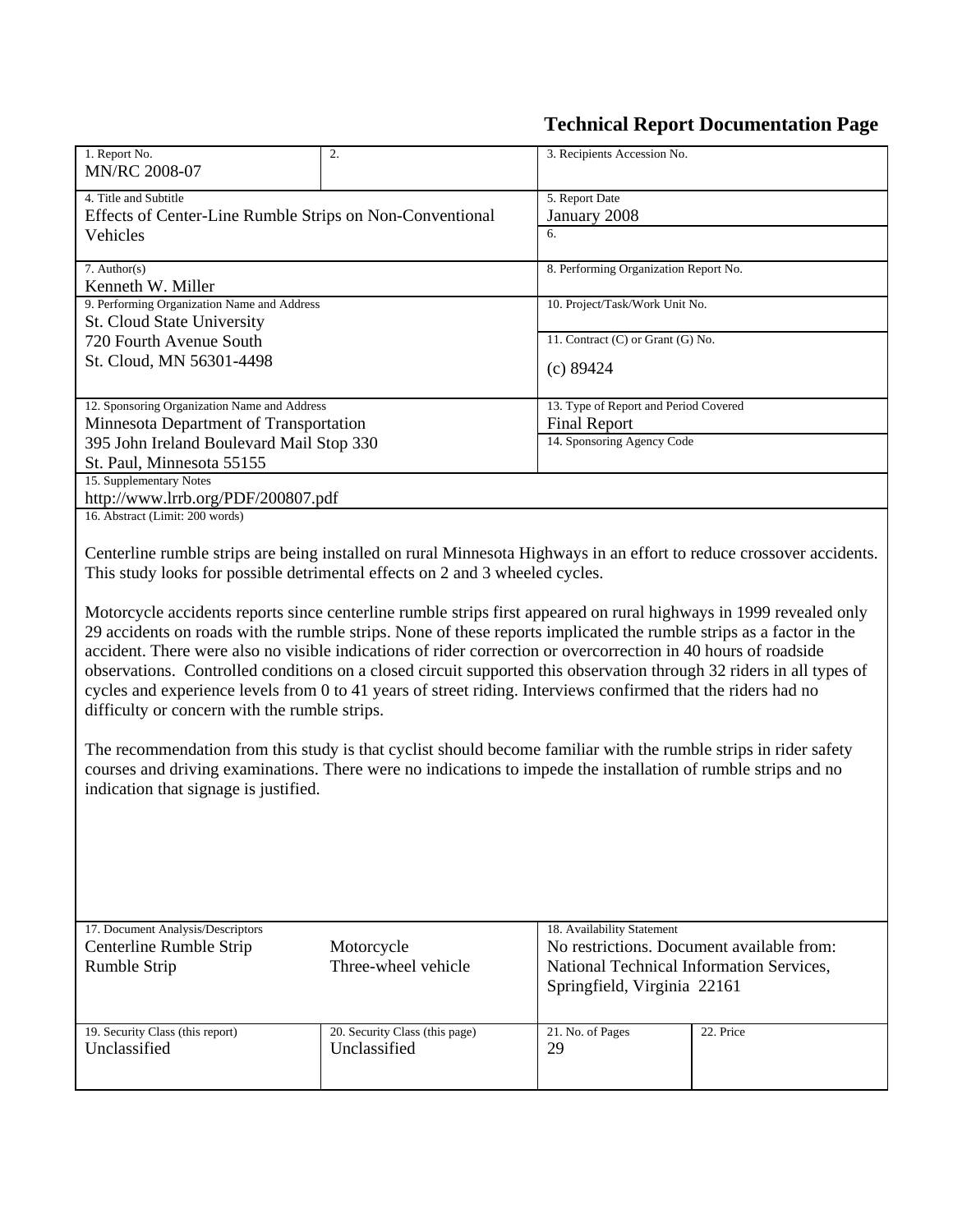# Technical Report Documentation Page

| 1. Report No. | 2. | 3. Recipients Accession No. |
|---|---|---|
| MN/RC 2008-07 | | |

| 4. Title and Subtitle | 5. Report Date |
|---|---|
| Effects of Center-Line Rumble Strips on Non-Conventional Vehicles | January 2008 |
| | 6. |

| 7. Author(s) | 8. Performing Organization Report No. |
|---|---|
| Kenneth W. Miller | |

| 9. Performing Organization Name and Address | 10. Project/Task/Work Unit No. |
|---|---|
| St. Cloud State University<br>720 Fourth Avenue South<br>St. Cloud, MN 56301-4498 | |
| | 11. Contract (C) or Grant (G) No.<br>(c) 89424 |

| 12. Sponsoring Organization Name and Address | 13. Type of Report and Period Covered |
|---|---|
| Minnesota Department of Transportation<br>395 John Ireland Boulevard Mail Stop 330<br>St. Paul, Minnesota 55155 | Final Report |
| | 14. Sponsoring Agency Code |

15. Supplementary Notes

http://www.lrrb.org/PDF/200807.pdf

16. Abstract (Limit: 200 words)

Centerline rumble strips are being installed on rural Minnesota Highways in an effort to reduce crossover accidents. This study looks for possible detrimental effects on 2 and 3 wheeled cycles.

Motorcycle accidents reports since centerline rumble strips first appeared on rural highways in 1999 revealed only 29 accidents on roads with the rumble strips. None of these reports implicated the rumble strips as a factor in the accident. There were also no visible indications of rider correction or overcorrection in 40 hours of roadside observations. Controlled conditions on a closed circuit supported this observation through 32 riders in all types of cycles and experience levels from 0 to 41 years of street riding. Interviews confirmed that the riders had no difficulty or concern with the rumble strips.

The recommendation from this study is that cyclist should become familiar with the rumble strips in rider safety courses and driving examinations. There were no indications to impede the installation of rumble strips and no indication that signage is justified.

| 17. Document Analysis/Descriptors | | 18. Availability Statement |
|---|---|---|
| Centerline Rumble Strip<br>Rumble Strip | Motorcycle<br>Three-wheel vehicle | No restrictions. Document available from: National Technical Information Services, Springfield, Virginia 22161 |

| 19. Security Class (this report) | 20. Security Class (this page) | 21. No. of Pages | 22. Price |
|---|---|---|---|
| Unclassified | Unclassified | 29 | |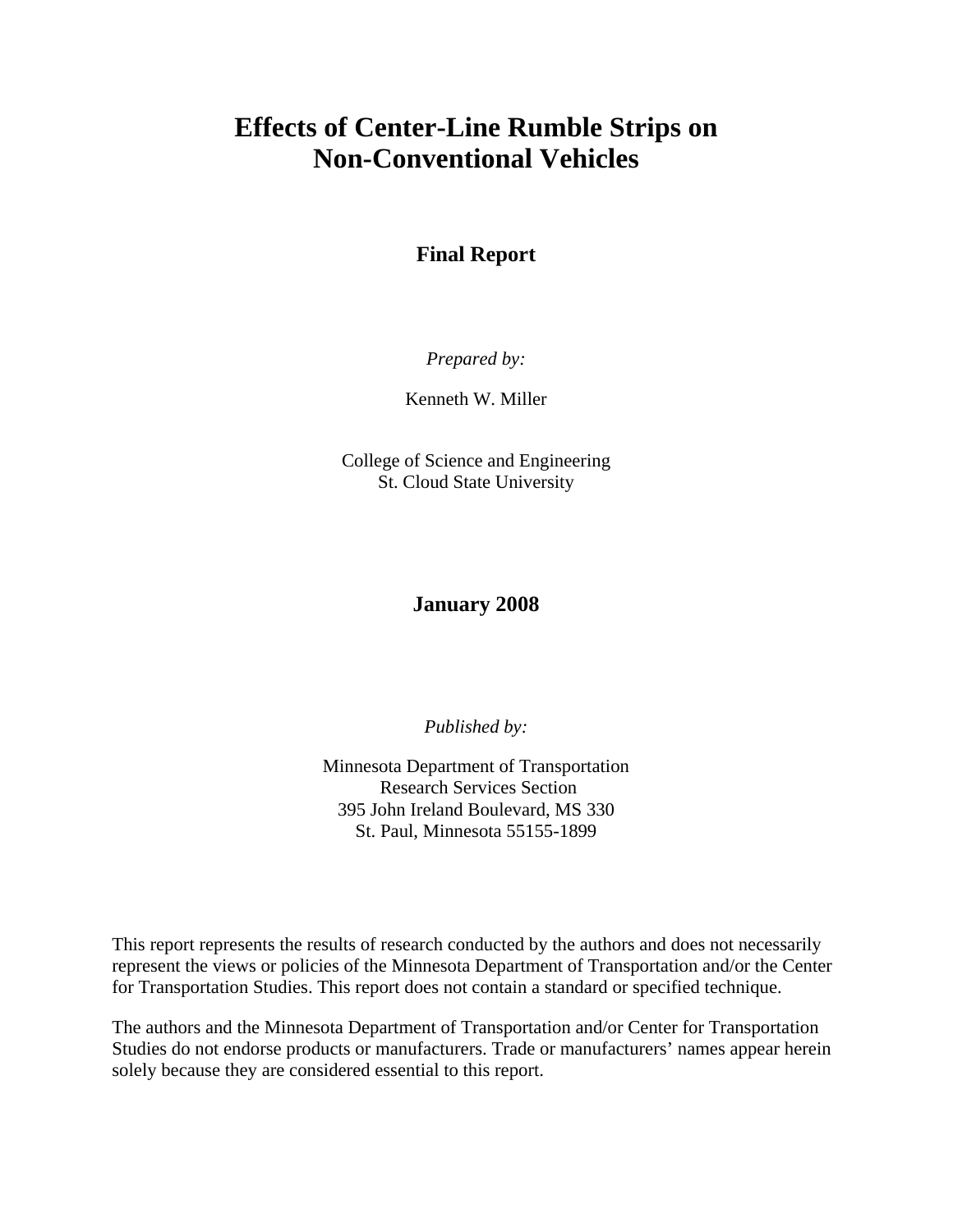# Effects of Center-Line Rumble Strips on Non-Conventional Vehicles

**Final Report**

*Prepared by:*

Kenneth W. Miller

College of Science and Engineering
St. Cloud State University

**January 2008**

*Published by:*

Minnesota Department of Transportation
Research Services Section
395 John Ireland Boulevard, MS 330
St. Paul, Minnesota 55155-1899

This report represents the results of research conducted by the authors and does not necessarily represent the views or policies of the Minnesota Department of Transportation and/or the Center for Transportation Studies. This report does not contain a standard or specified technique.

The authors and the Minnesota Department of Transportation and/or Center for Transportation Studies do not endorse products or manufacturers. Trade or manufacturers' names appear herein solely because they are considered essential to this report.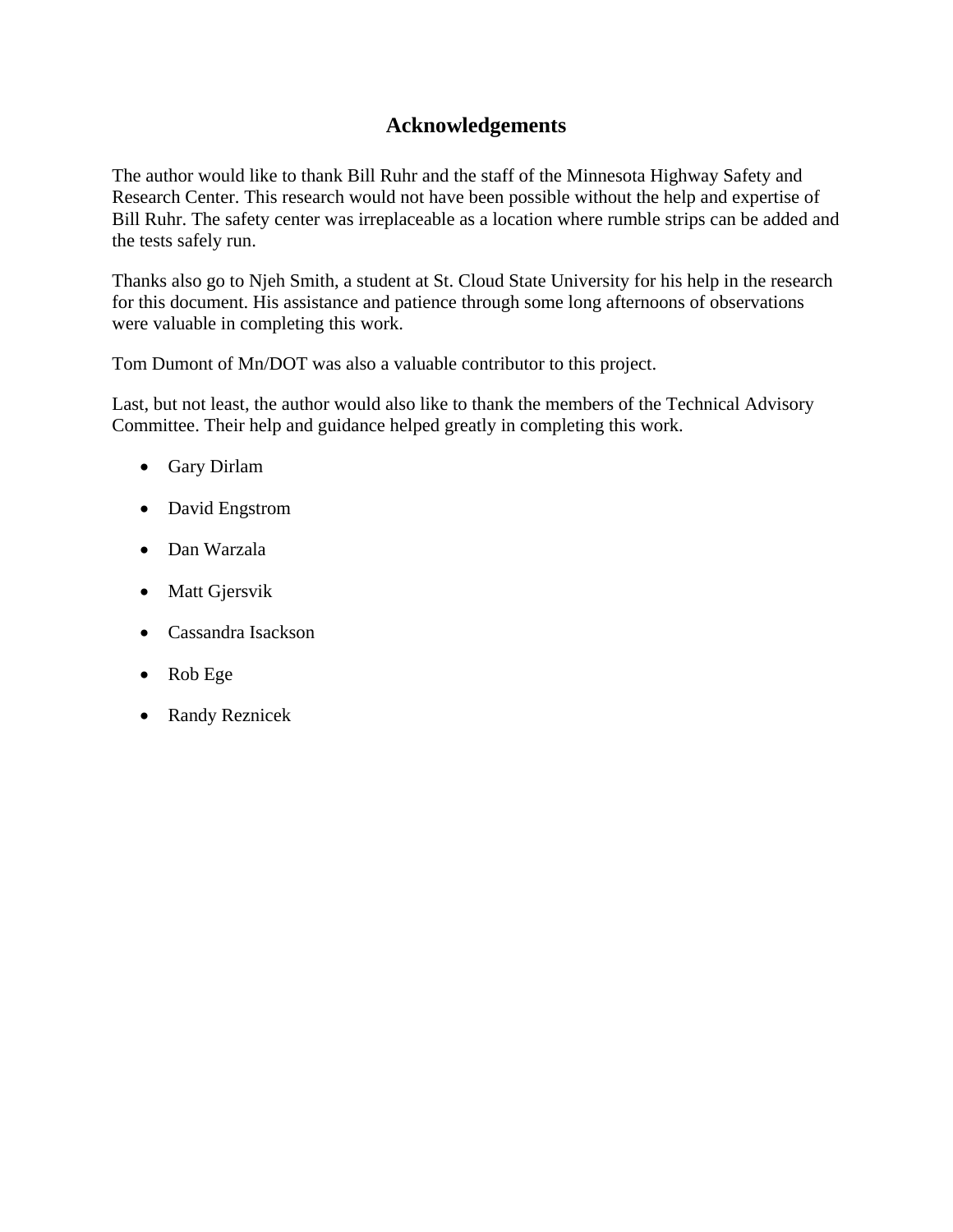# Acknowledgements

The author would like to thank Bill Ruhr and the staff of the Minnesota Highway Safety and Research Center. This research would not have been possible without the help and expertise of Bill Ruhr. The safety center was irreplaceable as a location where rumble strips can be added and the tests safely run.

Thanks also go to Njeh Smith, a student at St. Cloud State University for his help in the research for this document. His assistance and patience through some long afternoons of observations were valuable in completing this work.

Tom Dumont of Mn/DOT was also a valuable contributor to this project.

Last, but not least, the author would also like to thank the members of the Technical Advisory Committee. Their help and guidance helped greatly in completing this work.

- Gary Dirlam
- David Engstrom
- Dan Warzala
- Matt Gjersvik
- Cassandra Isackson
- Rob Ege
- Randy Reznicek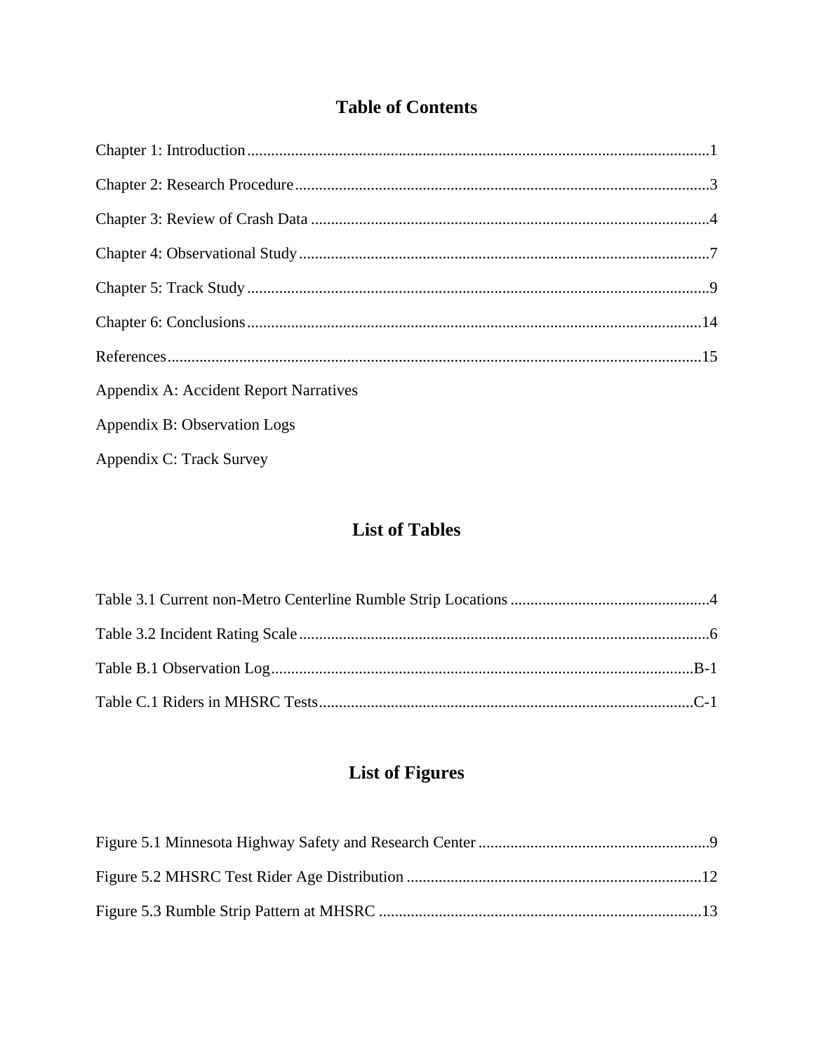# Table of Contents

Chapter 1: Introduction....................................................................................................................1

Chapter 2: Research Procedure.......................................................................................................3

Chapter 3: Review of Crash Data ...................................................................................................4

Chapter 4: Observational Study......................................................................................................7

Chapter 5: Track Study ...................................................................................................................9

Chapter 6: Conclusions.................................................................................................................14

References.....................................................................................................................................15

Appendix A: Accident Report Narratives

Appendix B: Observation Logs

Appendix C: Track Survey

# List of Tables

Table 3.1 Current non-Metro Centerline Rumble Strip Locations .................................................4

Table 3.2 Incident Rating Scale......................................................................................................6

Table B.1 Observation Log..........................................................................................................B-1

Table C.1 Riders in MHSRC Tests.............................................................................................C-1

# List of Figures

Figure 5.1 Minnesota Highway Safety and Research Center .........................................................9

Figure 5.2 MHSRC Test Rider Age Distribution .........................................................................12

Figure 5.3 Rumble Strip Pattern at MHSRC ................................................................................13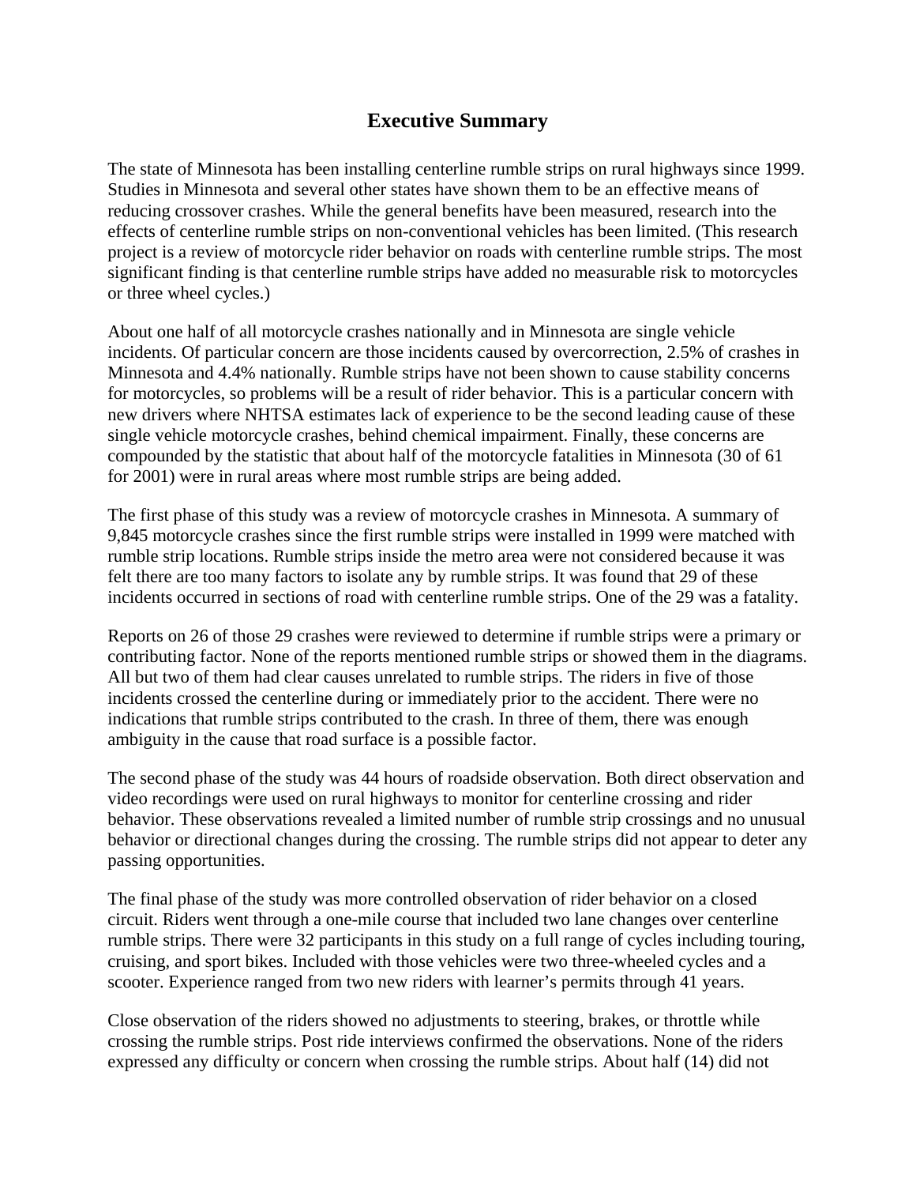# Executive Summary

The state of Minnesota has been installing centerline rumble strips on rural highways since 1999. Studies in Minnesota and several other states have shown them to be an effective means of reducing crossover crashes. While the general benefits have been measured, research into the effects of centerline rumble strips on non-conventional vehicles has been limited. (This research project is a review of motorcycle rider behavior on roads with centerline rumble strips. The most significant finding is that centerline rumble strips have added no measurable risk to motorcycles or three wheel cycles.)

About one half of all motorcycle crashes nationally and in Minnesota are single vehicle incidents. Of particular concern are those incidents caused by overcorrection, 2.5% of crashes in Minnesota and 4.4% nationally. Rumble strips have not been shown to cause stability concerns for motorcycles, so problems will be a result of rider behavior. This is a particular concern with new drivers where NHTSA estimates lack of experience to be the second leading cause of these single vehicle motorcycle crashes, behind chemical impairment. Finally, these concerns are compounded by the statistic that about half of the motorcycle fatalities in Minnesota (30 of 61 for 2001) were in rural areas where most rumble strips are being added.

The first phase of this study was a review of motorcycle crashes in Minnesota. A summary of 9,845 motorcycle crashes since the first rumble strips were installed in 1999 were matched with rumble strip locations. Rumble strips inside the metro area were not considered because it was felt there are too many factors to isolate any by rumble strips. It was found that 29 of these incidents occurred in sections of road with centerline rumble strips. One of the 29 was a fatality.

Reports on 26 of those 29 crashes were reviewed to determine if rumble strips were a primary or contributing factor. None of the reports mentioned rumble strips or showed them in the diagrams. All but two of them had clear causes unrelated to rumble strips. The riders in five of those incidents crossed the centerline during or immediately prior to the accident. There were no indications that rumble strips contributed to the crash. In three of them, there was enough ambiguity in the cause that road surface is a possible factor.

The second phase of the study was 44 hours of roadside observation. Both direct observation and video recordings were used on rural highways to monitor for centerline crossing and rider behavior. These observations revealed a limited number of rumble strip crossings and no unusual behavior or directional changes during the crossing. The rumble strips did not appear to deter any passing opportunities.

The final phase of the study was more controlled observation of rider behavior on a closed circuit. Riders went through a one-mile course that included two lane changes over centerline rumble strips. There were 32 participants in this study on a full range of cycles including touring, cruising, and sport bikes. Included with those vehicles were two three-wheeled cycles and a scooter. Experience ranged from two new riders with learner's permits through 41 years.

Close observation of the riders showed no adjustments to steering, brakes, or throttle while crossing the rumble strips. Post ride interviews confirmed the observations. None of the riders expressed any difficulty or concern when crossing the rumble strips. About half (14) did not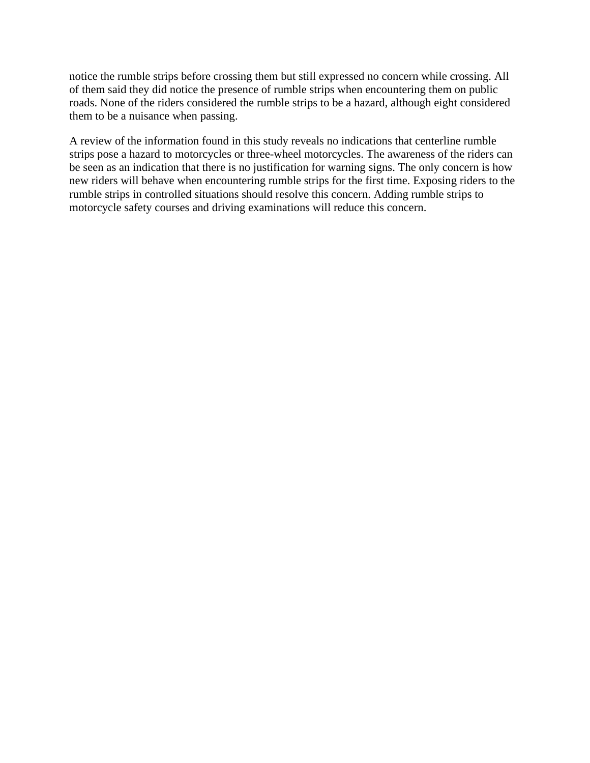notice the rumble strips before crossing them but still expressed no concern while crossing. All of them said they did notice the presence of rumble strips when encountering them on public roads. None of the riders considered the rumble strips to be a hazard, although eight considered them to be a nuisance when passing.

A review of the information found in this study reveals no indications that centerline rumble strips pose a hazard to motorcycles or three-wheel motorcycles. The awareness of the riders can be seen as an indication that there is no justification for warning signs. The only concern is how new riders will behave when encountering rumble strips for the first time. Exposing riders to the rumble strips in controlled situations should resolve this concern. Adding rumble strips to motorcycle safety courses and driving examinations will reduce this concern.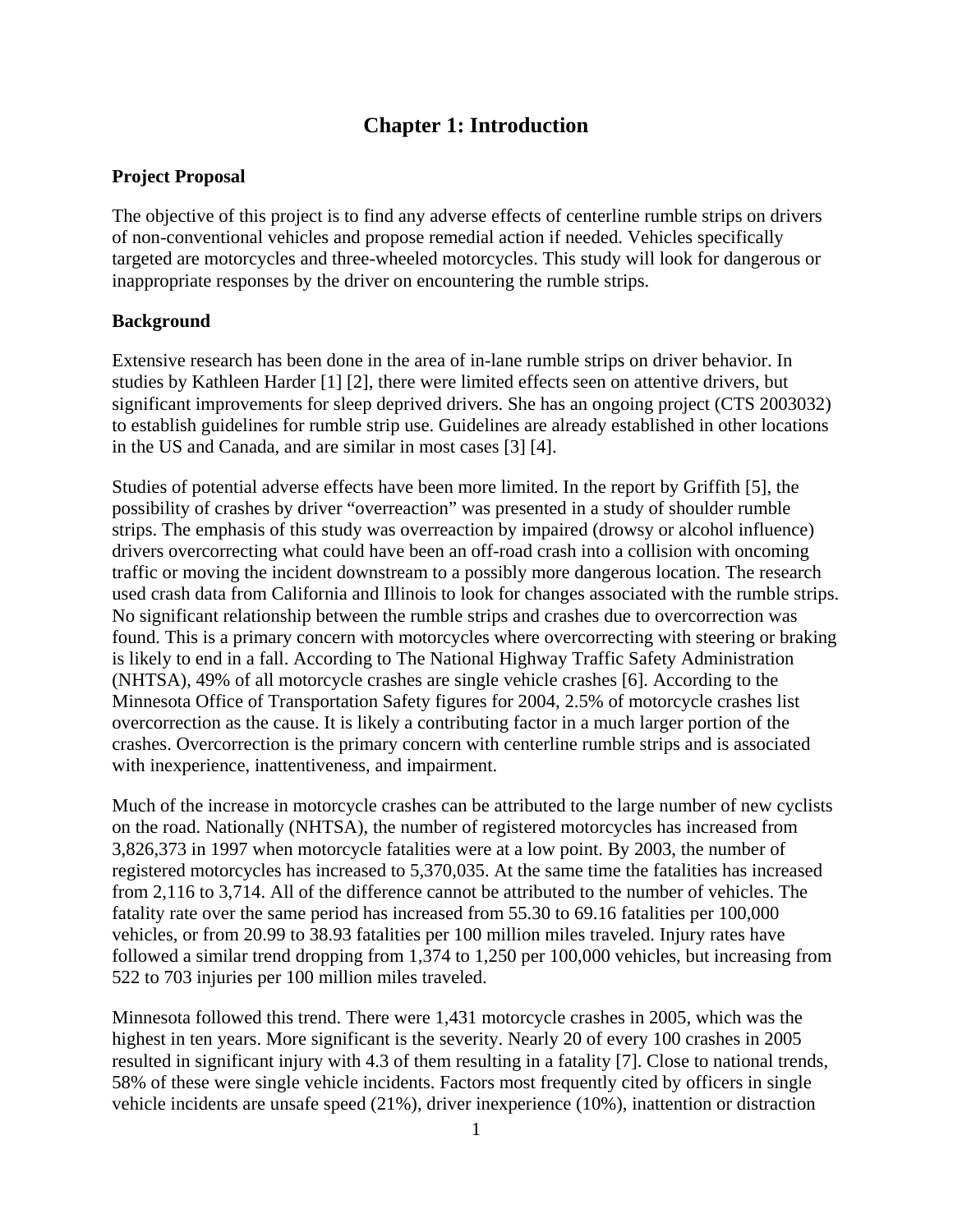# Chapter 1: Introduction

## Project Proposal

The objective of this project is to find any adverse effects of centerline rumble strips on drivers of non-conventional vehicles and propose remedial action if needed. Vehicles specifically targeted are motorcycles and three-wheeled motorcycles. This study will look for dangerous or inappropriate responses by the driver on encountering the rumble strips.

## Background

Extensive research has been done in the area of in-lane rumble strips on driver behavior. In studies by Kathleen Harder [1] [2], there were limited effects seen on attentive drivers, but significant improvements for sleep deprived drivers. She has an ongoing project (CTS 2003032) to establish guidelines for rumble strip use. Guidelines are already established in other locations in the US and Canada, and are similar in most cases [3] [4].

Studies of potential adverse effects have been more limited. In the report by Griffith [5], the possibility of crashes by driver "overreaction" was presented in a study of shoulder rumble strips. The emphasis of this study was overreaction by impaired (drowsy or alcohol influence) drivers overcorrecting what could have been an off-road crash into a collision with oncoming traffic or moving the incident downstream to a possibly more dangerous location. The research used crash data from California and Illinois to look for changes associated with the rumble strips. No significant relationship between the rumble strips and crashes due to overcorrection was found. This is a primary concern with motorcycles where overcorrecting with steering or braking is likely to end in a fall. According to The National Highway Traffic Safety Administration (NHTSA), 49% of all motorcycle crashes are single vehicle crashes [6]. According to the Minnesota Office of Transportation Safety figures for 2004, 2.5% of motorcycle crashes list overcorrection as the cause. It is likely a contributing factor in a much larger portion of the crashes. Overcorrection is the primary concern with centerline rumble strips and is associated with inexperience, inattentiveness, and impairment.

Much of the increase in motorcycle crashes can be attributed to the large number of new cyclists on the road. Nationally (NHTSA), the number of registered motorcycles has increased from 3,826,373 in 1997 when motorcycle fatalities were at a low point. By 2003, the number of registered motorcycles has increased to 5,370,035. At the same time the fatalities has increased from 2,116 to 3,714. All of the difference cannot be attributed to the number of vehicles. The fatality rate over the same period has increased from 55.30 to 69.16 fatalities per 100,000 vehicles, or from 20.99 to 38.93 fatalities per 100 million miles traveled. Injury rates have followed a similar trend dropping from 1,374 to 1,250 per 100,000 vehicles, but increasing from 522 to 703 injuries per 100 million miles traveled.

Minnesota followed this trend. There were 1,431 motorcycle crashes in 2005, which was the highest in ten years. More significant is the severity. Nearly 20 of every 100 crashes in 2005 resulted in significant injury with 4.3 of them resulting in a fatality [7]. Close to national trends, 58% of these were single vehicle incidents. Factors most frequently cited by officers in single vehicle incidents are unsafe speed (21%), driver inexperience (10%), inattention or distraction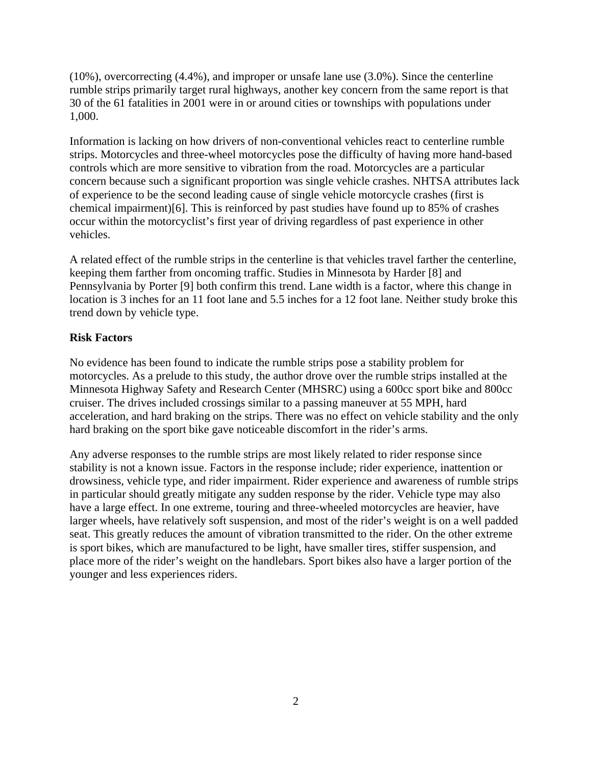(10%), overcorrecting (4.4%), and improper or unsafe lane use (3.0%). Since the centerline rumble strips primarily target rural highways, another key concern from the same report is that 30 of the 61 fatalities in 2001 were in or around cities or townships with populations under 1,000.

Information is lacking on how drivers of non-conventional vehicles react to centerline rumble strips. Motorcycles and three-wheel motorcycles pose the difficulty of having more hand-based controls which are more sensitive to vibration from the road. Motorcycles are a particular concern because such a significant proportion was single vehicle crashes. NHTSA attributes lack of experience to be the second leading cause of single vehicle motorcycle crashes (first is chemical impairment)[6]. This is reinforced by past studies have found up to 85% of crashes occur within the motorcyclist's first year of driving regardless of past experience in other vehicles.

A related effect of the rumble strips in the centerline is that vehicles travel farther the centerline, keeping them farther from oncoming traffic. Studies in Minnesota by Harder [8] and Pennsylvania by Porter [9] both confirm this trend. Lane width is a factor, where this change in location is 3 inches for an 11 foot lane and 5.5 inches for a 12 foot lane. Neither study broke this trend down by vehicle type.

**Risk Factors**

No evidence has been found to indicate the rumble strips pose a stability problem for motorcycles. As a prelude to this study, the author drove over the rumble strips installed at the Minnesota Highway Safety and Research Center (MHSRC) using a 600cc sport bike and 800cc cruiser. The drives included crossings similar to a passing maneuver at 55 MPH, hard acceleration, and hard braking on the strips. There was no effect on vehicle stability and the only hard braking on the sport bike gave noticeable discomfort in the rider's arms.

Any adverse responses to the rumble strips are most likely related to rider response since stability is not a known issue. Factors in the response include; rider experience, inattention or drowsiness, vehicle type, and rider impairment. Rider experience and awareness of rumble strips in particular should greatly mitigate any sudden response by the rider. Vehicle type may also have a large effect. In one extreme, touring and three-wheeled motorcycles are heavier, have larger wheels, have relatively soft suspension, and most of the rider's weight is on a well padded seat. This greatly reduces the amount of vibration transmitted to the rider. On the other extreme is sport bikes, which are manufactured to be light, have smaller tires, stiffer suspension, and place more of the rider's weight on the handlebars. Sport bikes also have a larger portion of the younger and less experiences riders.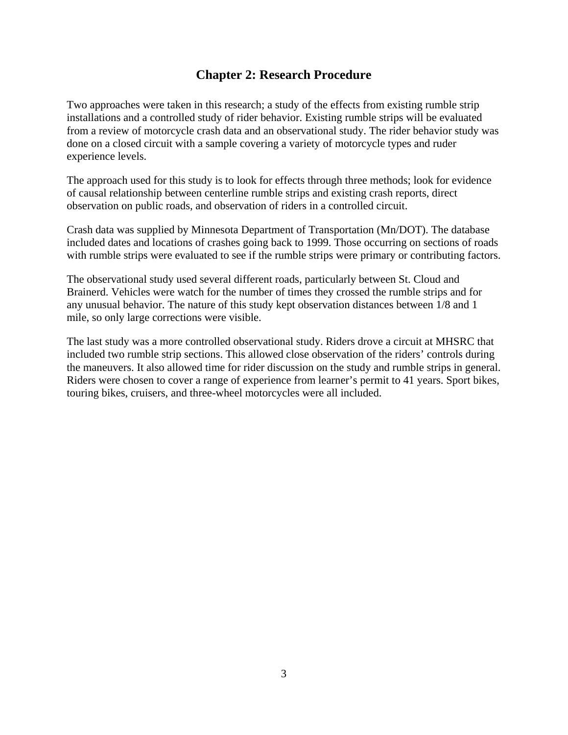# Chapter 2: Research Procedure

Two approaches were taken in this research; a study of the effects from existing rumble strip installations and a controlled study of rider behavior. Existing rumble strips will be evaluated from a review of motorcycle crash data and an observational study. The rider behavior study was done on a closed circuit with a sample covering a variety of motorcycle types and ruder experience levels.

The approach used for this study is to look for effects through three methods; look for evidence of causal relationship between centerline rumble strips and existing crash reports, direct observation on public roads, and observation of riders in a controlled circuit.

Crash data was supplied by Minnesota Department of Transportation (Mn/DOT). The database included dates and locations of crashes going back to 1999. Those occurring on sections of roads with rumble strips were evaluated to see if the rumble strips were primary or contributing factors.

The observational study used several different roads, particularly between St. Cloud and Brainerd. Vehicles were watch for the number of times they crossed the rumble strips and for any unusual behavior. The nature of this study kept observation distances between 1/8 and 1 mile, so only large corrections were visible.

The last study was a more controlled observational study. Riders drove a circuit at MHSRC that included two rumble strip sections. This allowed close observation of the riders' controls during the maneuvers. It also allowed time for rider discussion on the study and rumble strips in general. Riders were chosen to cover a range of experience from learner's permit to 41 years. Sport bikes, touring bikes, cruisers, and three-wheel motorcycles were all included.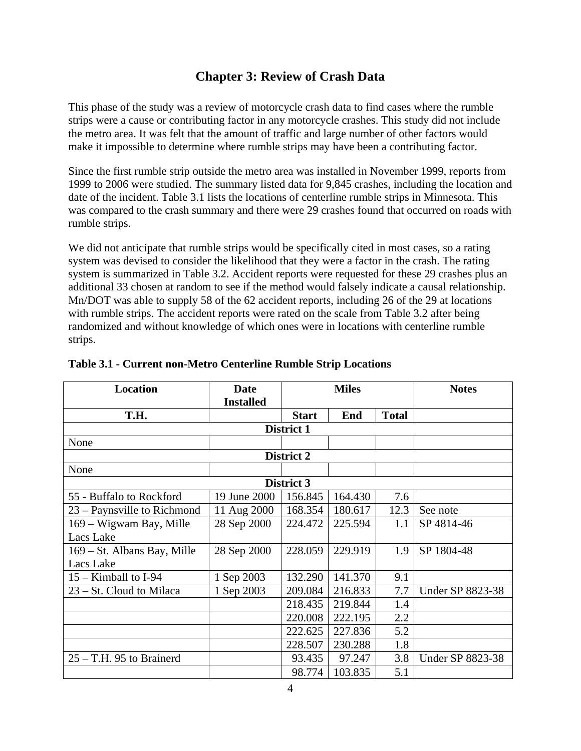# Chapter 3: Review of Crash Data

This phase of the study was a review of motorcycle crash data to find cases where the rumble strips were a cause or contributing factor in any motorcycle crashes. This study did not include the metro area. It was felt that the amount of traffic and large number of other factors would make it impossible to determine where rumble strips may have been a contributing factor.

Since the first rumble strip outside the metro area was installed in November 1999, reports from 1999 to 2006 were studied. The summary listed data for 9,845 crashes, including the location and date of the incident. Table 3.1 lists the locations of centerline rumble strips in Minnesota. This was compared to the crash summary and there were 29 crashes found that occurred on roads with rumble strips.

We did not anticipate that rumble strips would be specifically cited in most cases, so a rating system was devised to consider the likelihood that they were a factor in the crash. The rating system is summarized in Table 3.2. Accident reports were requested for these 29 crashes plus an additional 33 chosen at random to see if the method would falsely indicate a causal relationship. Mn/DOT was able to supply 58 of the 62 accident reports, including 26 of the 29 at locations with rumble strips. The accident reports were rated on the scale from Table 3.2 after being randomized and without knowledge of which ones were in locations with centerline rumble strips.

**Table 3.1 - Current non-Metro Centerline Rumble Strip Locations**

| Location | Date Installed | Miles | | | Notes |
|---|---|---|---|---|---|
| T.H. | | Start | End | Total | |
| District 1 | | | | | |
| None | | | | | |
| District 2 | | | | | |
| None | | | | | |
| District 3 | | | | | |
| 55 - Buffalo to Rockford | 19 June 2000 | 156.845 | 164.430 | 7.6 | |
| 23 – Paynsville to Richmond | 11 Aug 2000 | 168.354 | 180.617 | 12.3 | See note |
| 169 – Wigwam Bay, Mille Lacs Lake | 28 Sep 2000 | 224.472 | 225.594 | 1.1 | SP 4814-46 |
| 169 – St. Albans Bay, Mille Lacs Lake | 28 Sep 2000 | 228.059 | 229.919 | 1.9 | SP 1804-48 |
| 15 – Kimball to I-94 | 1 Sep 2003 | 132.290 | 141.370 | 9.1 | |
| 23 – St. Cloud to Milaca | 1 Sep 2003 | 209.084 | 216.833 | 7.7 | Under SP 8823-38 |
| | | 218.435 | 219.844 | 1.4 | |
| | | 220.008 | 222.195 | 2.2 | |
| | | 222.625 | 227.836 | 5.2 | |
| | | 228.507 | 230.288 | 1.8 | |
| 25 – T.H. 95 to Brainerd | | 93.435 | 97.247 | 3.8 | Under SP 8823-38 |
| | | 98.774 | 103.835 | 5.1 | |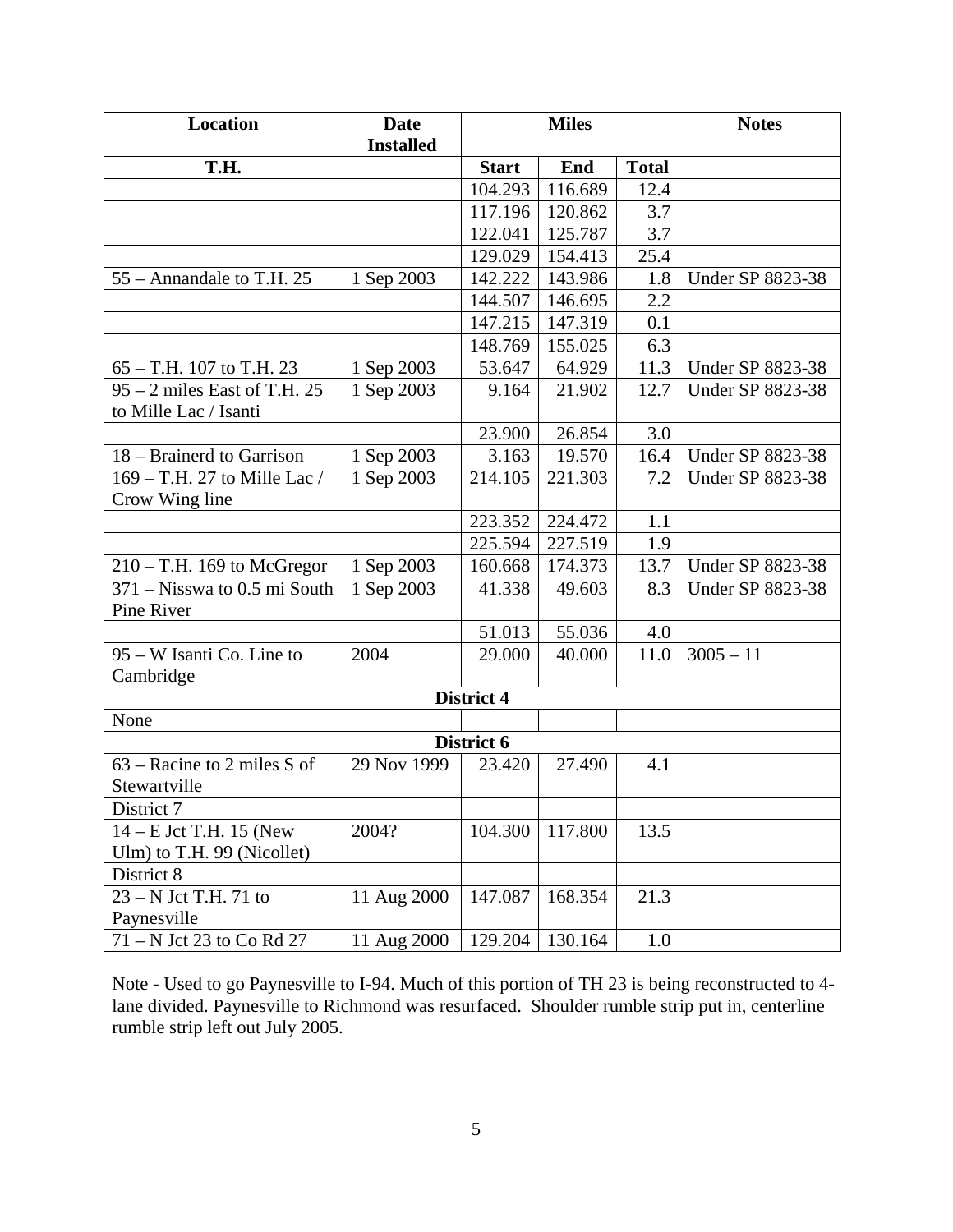| Location | Date Installed | Miles | | | Notes |
|---|---|---|---|---|---|
| T.H. | | Start | End | Total | |
| | | 104.293 | 116.689 | 12.4 | |
| | | 117.196 | 120.862 | 3.7 | |
| | | 122.041 | 125.787 | 3.7 | |
| | | 129.029 | 154.413 | 25.4 | |
| 55 – Annandale to T.H. 25 | 1 Sep 2003 | 142.222 | 143.986 | 1.8 | Under SP 8823-38 |
| | | 144.507 | 146.695 | 2.2 | |
| | | 147.215 | 147.319 | 0.1 | |
| | | 148.769 | 155.025 | 6.3 | |
| 65 – T.H. 107 to T.H. 23 | 1 Sep 2003 | 53.647 | 64.929 | 11.3 | Under SP 8823-38 |
| 95 – 2 miles East of T.H. 25 to Mille Lac / Isanti | 1 Sep 2003 | 9.164 | 21.902 | 12.7 | Under SP 8823-38 |
| | | 23.900 | 26.854 | 3.0 | |
| 18 – Brainerd to Garrison | 1 Sep 2003 | 3.163 | 19.570 | 16.4 | Under SP 8823-38 |
| 169 – T.H. 27 to Mille Lac / Crow Wing line | 1 Sep 2003 | 214.105 | 221.303 | 7.2 | Under SP 8823-38 |
| | | 223.352 | 224.472 | 1.1 | |
| | | 225.594 | 227.519 | 1.9 | |
| 210 – T.H. 169 to McGregor | 1 Sep 2003 | 160.668 | 174.373 | 13.7 | Under SP 8823-38 |
| 371 – Nisswa to 0.5 mi South Pine River | 1 Sep 2003 | 41.338 | 49.603 | 8.3 | Under SP 8823-38 |
| | | 51.013 | 55.036 | 4.0 | |
| 95 – W Isanti Co. Line to Cambridge | 2004 | 29.000 | 40.000 | 11.0 | 3005 – 11 |
| **District 4** | | | | | |
| None | | | | | |
| **District 6** | | | | | |
| 63 – Racine to 2 miles S of Stewartville | 29 Nov 1999 | 23.420 | 27.490 | 4.1 | |
| District 7 | | | | | |
| 14 – E Jct T.H. 15 (New Ulm) to T.H. 99 (Nicollet) | 2004? | 104.300 | 117.800 | 13.5 | |
| District 8 | | | | | |
| 23 – N Jct T.H. 71 to Paynesville | 11 Aug 2000 | 147.087 | 168.354 | 21.3 | |
| 71 – N Jct 23 to Co Rd 27 | 11 Aug 2000 | 129.204 | 130.164 | 1.0 | |

Note - Used to go Paynesville to I-94. Much of this portion of TH 23 is being reconstructed to 4-lane divided. Paynesville to Richmond was resurfaced. Shoulder rumble strip put in, centerline rumble strip left out July 2005.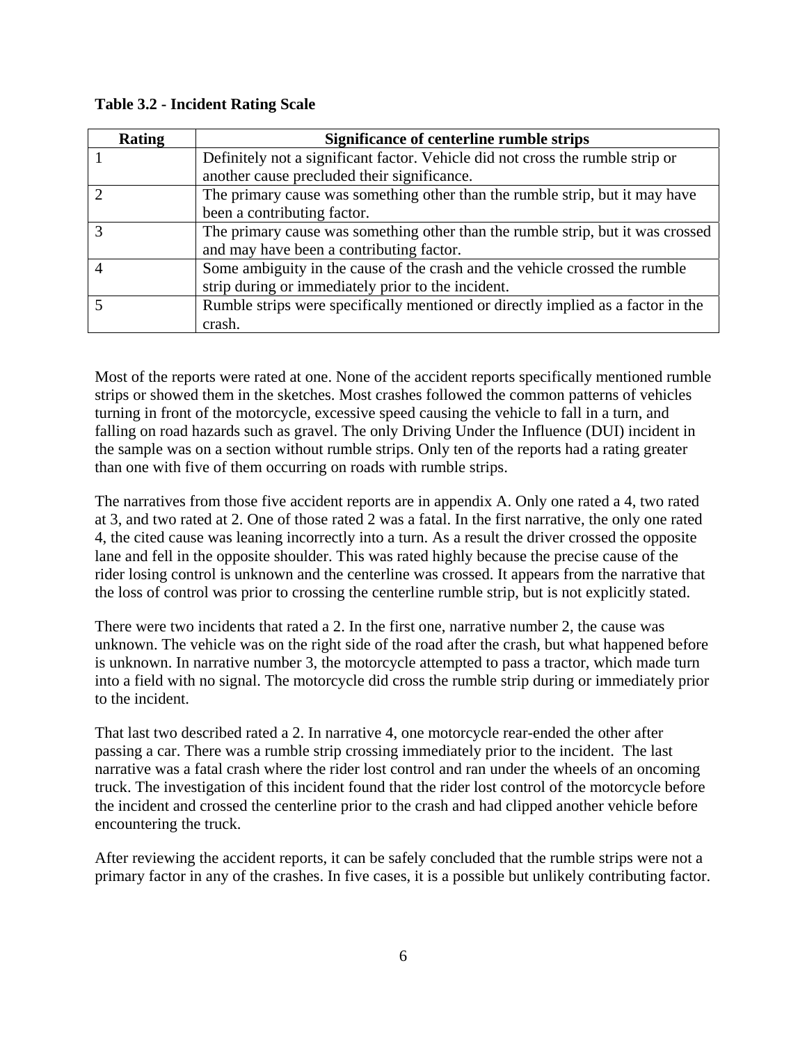**Table 3.2 - Incident Rating Scale**

| Rating | Significance of centerline rumble strips |
| --- | --- |
| 1 | Definitely not a significant factor. Vehicle did not cross the rumble strip or another cause precluded their significance. |
| 2 | The primary cause was something other than the rumble strip, but it may have been a contributing factor. |
| 3 | The primary cause was something other than the rumble strip, but it was crossed and may have been a contributing factor. |
| 4 | Some ambiguity in the cause of the crash and the vehicle crossed the rumble strip during or immediately prior to the incident. |
| 5 | Rumble strips were specifically mentioned or directly implied as a factor in the crash. |

Most of the reports were rated at one. None of the accident reports specifically mentioned rumble strips or showed them in the sketches. Most crashes followed the common patterns of vehicles turning in front of the motorcycle, excessive speed causing the vehicle to fall in a turn, and falling on road hazards such as gravel. The only Driving Under the Influence (DUI) incident in the sample was on a section without rumble strips. Only ten of the reports had a rating greater than one with five of them occurring on roads with rumble strips.

The narratives from those five accident reports are in appendix A. Only one rated a 4, two rated at 3, and two rated at 2. One of those rated 2 was a fatal. In the first narrative, the only one rated 4, the cited cause was leaning incorrectly into a turn. As a result the driver crossed the opposite lane and fell in the opposite shoulder. This was rated highly because the precise cause of the rider losing control is unknown and the centerline was crossed. It appears from the narrative that the loss of control was prior to crossing the centerline rumble strip, but is not explicitly stated.

There were two incidents that rated a 2. In the first one, narrative number 2, the cause was unknown. The vehicle was on the right side of the road after the crash, but what happened before is unknown. In narrative number 3, the motorcycle attempted to pass a tractor, which made turn into a field with no signal. The motorcycle did cross the rumble strip during or immediately prior to the incident.

That last two described rated a 2. In narrative 4, one motorcycle rear-ended the other after passing a car. There was a rumble strip crossing immediately prior to the incident. The last narrative was a fatal crash where the rider lost control and ran under the wheels of an oncoming truck. The investigation of this incident found that the rider lost control of the motorcycle before the incident and crossed the centerline prior to the crash and had clipped another vehicle before encountering the truck.

After reviewing the accident reports, it can be safely concluded that the rumble strips were not a primary factor in any of the crashes. In five cases, it is a possible but unlikely contributing factor.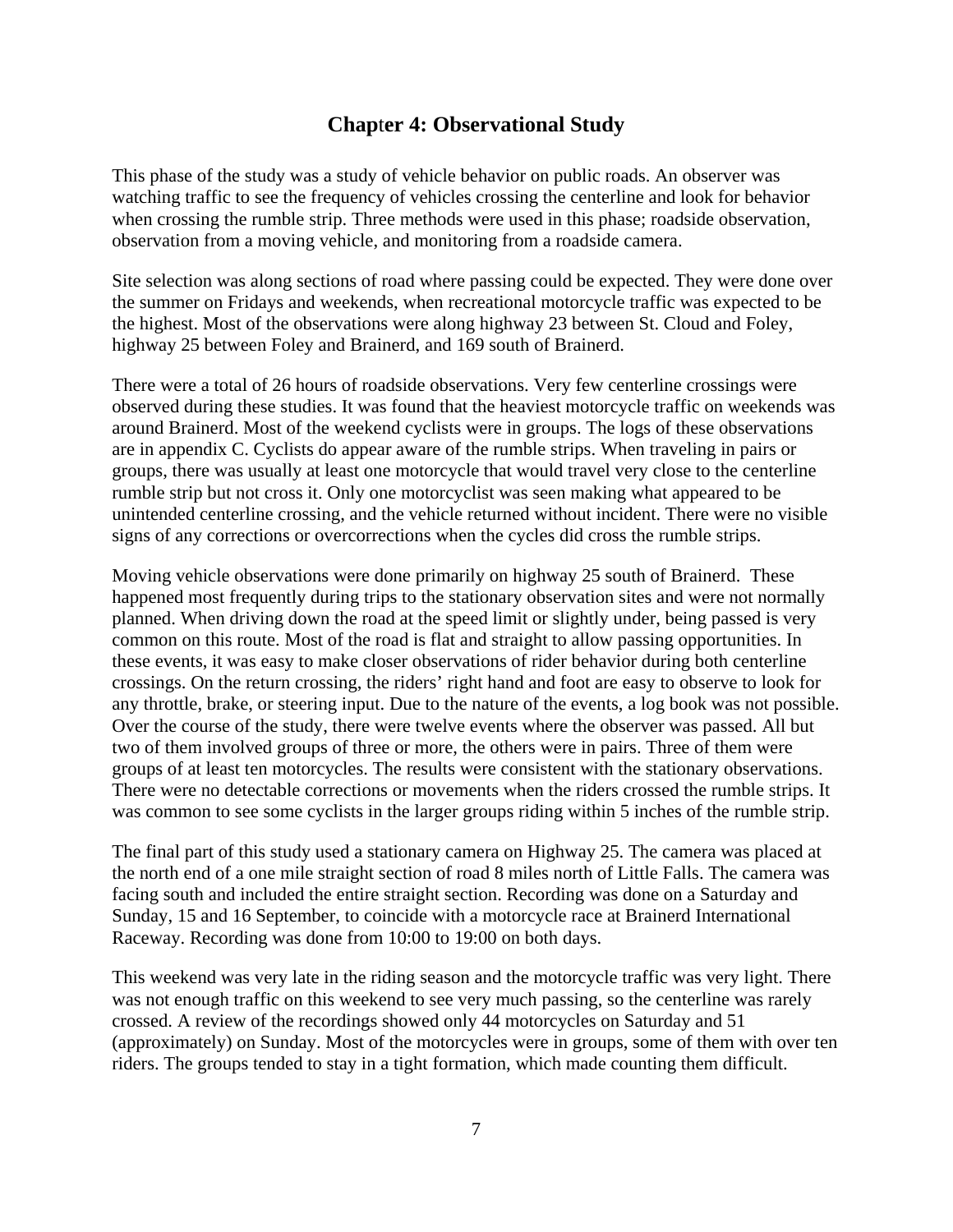## Chapter 4: Observational Study

This phase of the study was a study of vehicle behavior on public roads. An observer was watching traffic to see the frequency of vehicles crossing the centerline and look for behavior when crossing the rumble strip. Three methods were used in this phase; roadside observation, observation from a moving vehicle, and monitoring from a roadside camera.

Site selection was along sections of road where passing could be expected. They were done over the summer on Fridays and weekends, when recreational motorcycle traffic was expected to be the highest. Most of the observations were along highway 23 between St. Cloud and Foley, highway 25 between Foley and Brainerd, and 169 south of Brainerd.

There were a total of 26 hours of roadside observations. Very few centerline crossings were observed during these studies. It was found that the heaviest motorcycle traffic on weekends was around Brainerd. Most of the weekend cyclists were in groups. The logs of these observations are in appendix C. Cyclists do appear aware of the rumble strips. When traveling in pairs or groups, there was usually at least one motorcycle that would travel very close to the centerline rumble strip but not cross it. Only one motorcyclist was seen making what appeared to be unintended centerline crossing, and the vehicle returned without incident. There were no visible signs of any corrections or overcorrections when the cycles did cross the rumble strips.

Moving vehicle observations were done primarily on highway 25 south of Brainerd. These happened most frequently during trips to the stationary observation sites and were not normally planned. When driving down the road at the speed limit or slightly under, being passed is very common on this route. Most of the road is flat and straight to allow passing opportunities. In these events, it was easy to make closer observations of rider behavior during both centerline crossings. On the return crossing, the riders' right hand and foot are easy to observe to look for any throttle, brake, or steering input. Due to the nature of the events, a log book was not possible. Over the course of the study, there were twelve events where the observer was passed. All but two of them involved groups of three or more, the others were in pairs. Three of them were groups of at least ten motorcycles. The results were consistent with the stationary observations. There were no detectable corrections or movements when the riders crossed the rumble strips. It was common to see some cyclists in the larger groups riding within 5 inches of the rumble strip.

The final part of this study used a stationary camera on Highway 25. The camera was placed at the north end of a one mile straight section of road 8 miles north of Little Falls. The camera was facing south and included the entire straight section. Recording was done on a Saturday and Sunday, 15 and 16 September, to coincide with a motorcycle race at Brainerd International Raceway. Recording was done from 10:00 to 19:00 on both days.

This weekend was very late in the riding season and the motorcycle traffic was very light. There was not enough traffic on this weekend to see very much passing, so the centerline was rarely crossed. A review of the recordings showed only 44 motorcycles on Saturday and 51 (approximately) on Sunday. Most of the motorcycles were in groups, some of them with over ten riders. The groups tended to stay in a tight formation, which made counting them difficult.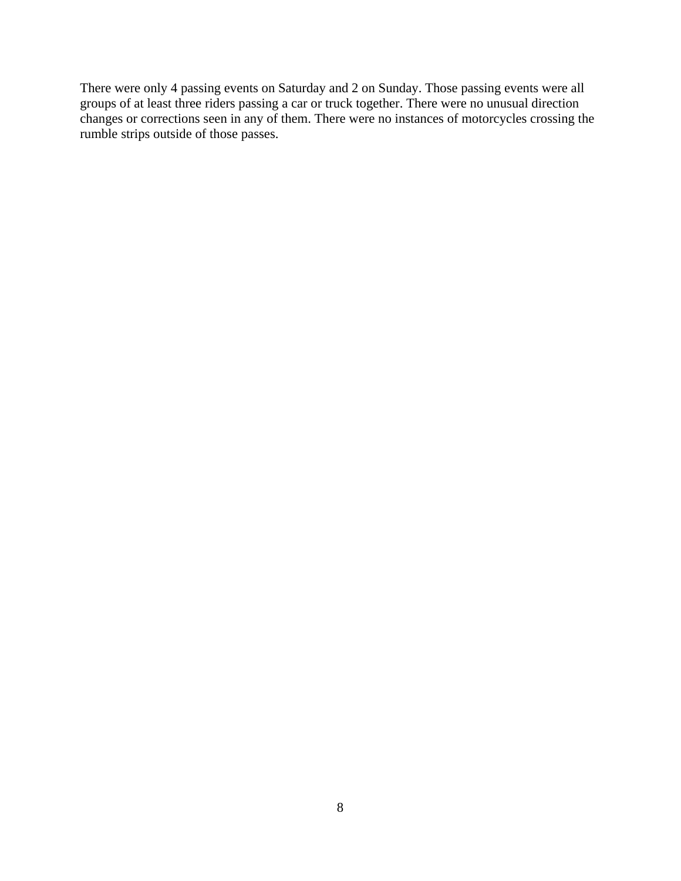There were only 4 passing events on Saturday and 2 on Sunday. Those passing events were all groups of at least three riders passing a car or truck together. There were no unusual direction changes or corrections seen in any of them. There were no instances of motorcycles crossing the rumble strips outside of those passes.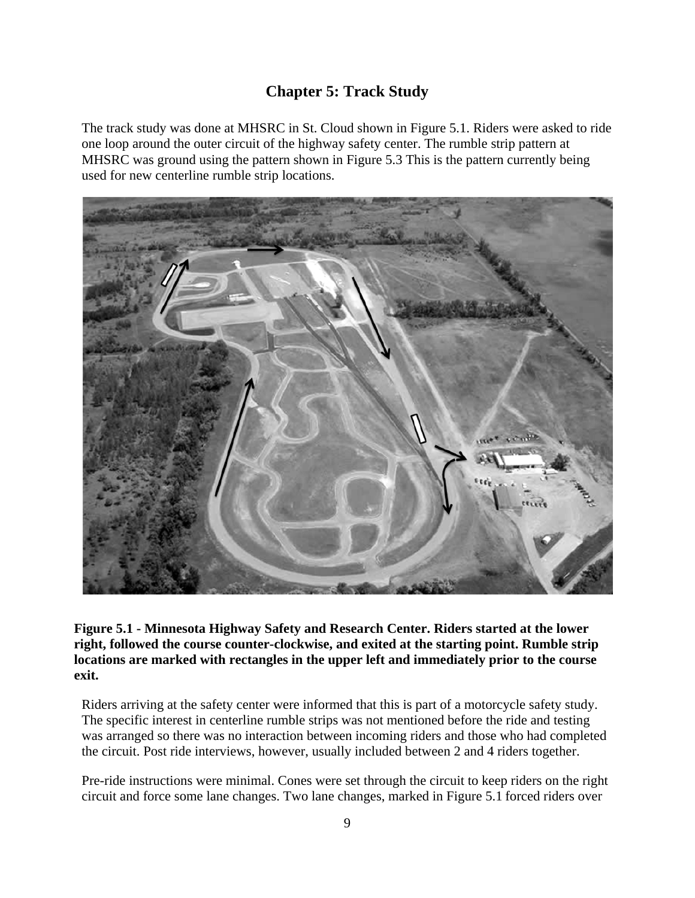# Chapter 5: Track Study

The track study was done at MHSRC in St. Cloud shown in Figure 5.1. Riders were asked to ride one loop around the outer circuit of the highway safety center. The rumble strip pattern at MHSRC was ground using the pattern shown in Figure 5.3 This is the pattern currently being used for new centerline rumble strip locations.

**Figure 5.1 - Minnesota Highway Safety and Research Center. Riders started at the lower right, followed the course counter-clockwise, and exited at the starting point. Rumble strip locations are marked with rectangles in the upper left and immediately prior to the course exit.**

Riders arriving at the safety center were informed that this is part of a motorcycle safety study. The specific interest in centerline rumble strips was not mentioned before the ride and testing was arranged so there was no interaction between incoming riders and those who had completed the circuit. Post ride interviews, however, usually included between 2 and 4 riders together.

Pre-ride instructions were minimal. Cones were set through the circuit to keep riders on the right circuit and force some lane changes. Two lane changes, marked in Figure 5.1 forced riders over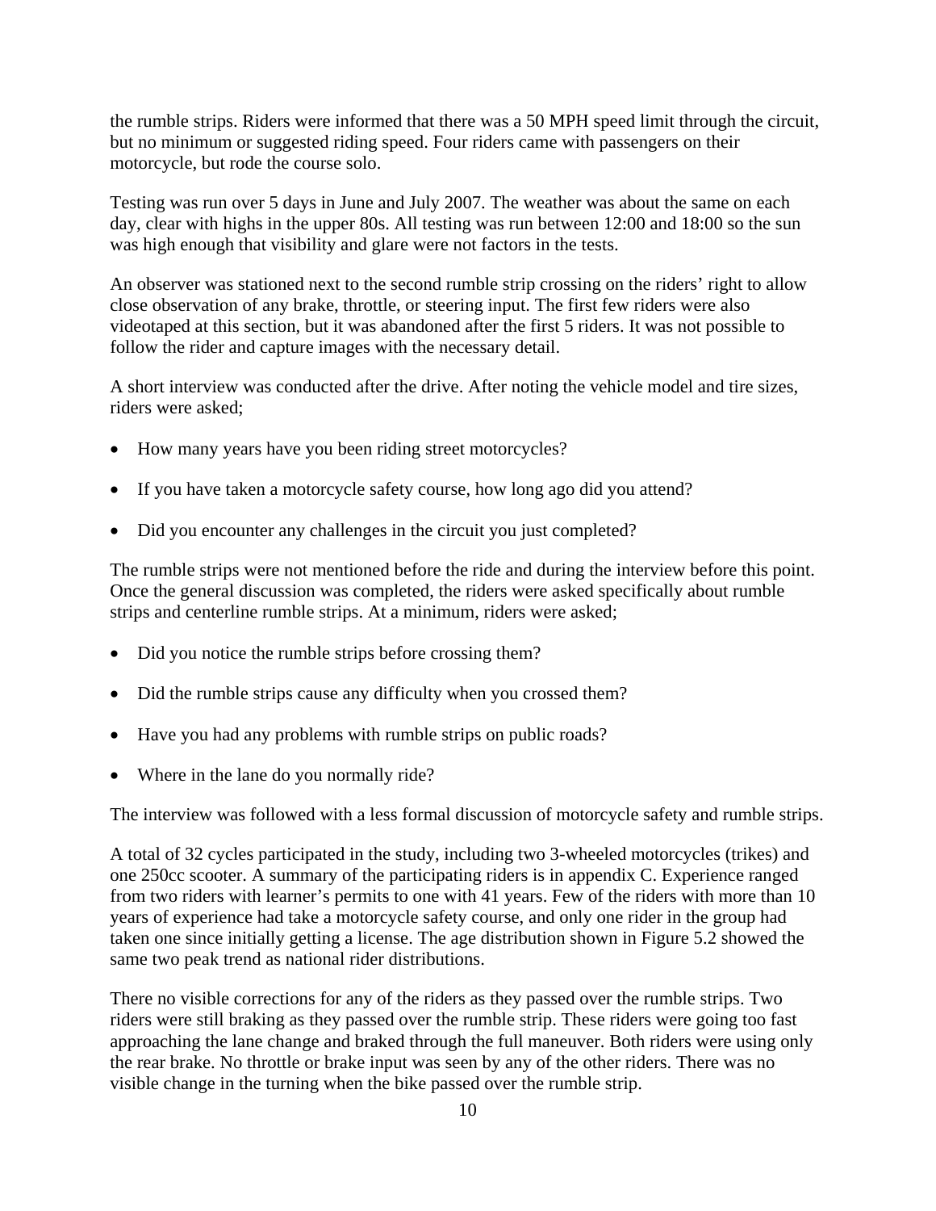the rumble strips. Riders were informed that there was a 50 MPH speed limit through the circuit, but no minimum or suggested riding speed. Four riders came with passengers on their motorcycle, but rode the course solo.

Testing was run over 5 days in June and July 2007. The weather was about the same on each day, clear with highs in the upper 80s. All testing was run between 12:00 and 18:00 so the sun was high enough that visibility and glare were not factors in the tests.

An observer was stationed next to the second rumble strip crossing on the riders' right to allow close observation of any brake, throttle, or steering input. The first few riders were also videotaped at this section, but it was abandoned after the first 5 riders. It was not possible to follow the rider and capture images with the necessary detail.

A short interview was conducted after the drive. After noting the vehicle model and tire sizes, riders were asked;

- How many years have you been riding street motorcycles?
- If you have taken a motorcycle safety course, how long ago did you attend?
- Did you encounter any challenges in the circuit you just completed?

The rumble strips were not mentioned before the ride and during the interview before this point. Once the general discussion was completed, the riders were asked specifically about rumble strips and centerline rumble strips. At a minimum, riders were asked;

- Did you notice the rumble strips before crossing them?
- Did the rumble strips cause any difficulty when you crossed them?
- Have you had any problems with rumble strips on public roads?
- Where in the lane do you normally ride?

The interview was followed with a less formal discussion of motorcycle safety and rumble strips.

A total of 32 cycles participated in the study, including two 3-wheeled motorcycles (trikes) and one 250cc scooter. A summary of the participating riders is in appendix C. Experience ranged from two riders with learner's permits to one with 41 years. Few of the riders with more than 10 years of experience had take a motorcycle safety course, and only one rider in the group had taken one since initially getting a license. The age distribution shown in Figure 5.2 showed the same two peak trend as national rider distributions.

There no visible corrections for any of the riders as they passed over the rumble strips. Two riders were still braking as they passed over the rumble strip. These riders were going too fast approaching the lane change and braked through the full maneuver. Both riders were using only the rear brake. No throttle or brake input was seen by any of the other riders. There was no visible change in the turning when the bike passed over the rumble strip.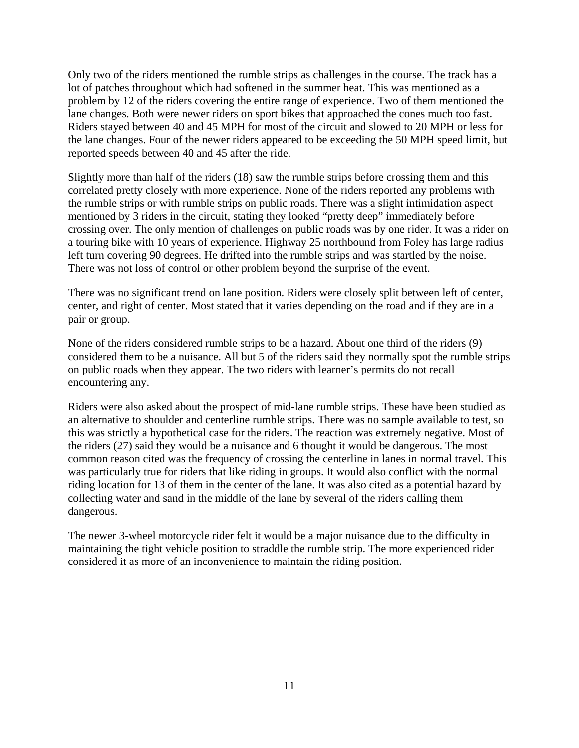Only two of the riders mentioned the rumble strips as challenges in the course. The track has a lot of patches throughout which had softened in the summer heat. This was mentioned as a problem by 12 of the riders covering the entire range of experience. Two of them mentioned the lane changes. Both were newer riders on sport bikes that approached the cones much too fast. Riders stayed between 40 and 45 MPH for most of the circuit and slowed to 20 MPH or less for the lane changes. Four of the newer riders appeared to be exceeding the 50 MPH speed limit, but reported speeds between 40 and 45 after the ride.

Slightly more than half of the riders (18) saw the rumble strips before crossing them and this correlated pretty closely with more experience. None of the riders reported any problems with the rumble strips or with rumble strips on public roads. There was a slight intimidation aspect mentioned by 3 riders in the circuit, stating they looked "pretty deep" immediately before crossing over. The only mention of challenges on public roads was by one rider. It was a rider on a touring bike with 10 years of experience. Highway 25 northbound from Foley has large radius left turn covering 90 degrees. He drifted into the rumble strips and was startled by the noise. There was not loss of control or other problem beyond the surprise of the event.

There was no significant trend on lane position. Riders were closely split between left of center, center, and right of center. Most stated that it varies depending on the road and if they are in a pair or group.

None of the riders considered rumble strips to be a hazard. About one third of the riders (9) considered them to be a nuisance. All but 5 of the riders said they normally spot the rumble strips on public roads when they appear. The two riders with learner's permits do not recall encountering any.

Riders were also asked about the prospect of mid-lane rumble strips. These have been studied as an alternative to shoulder and centerline rumble strips. There was no sample available to test, so this was strictly a hypothetical case for the riders. The reaction was extremely negative. Most of the riders (27) said they would be a nuisance and 6 thought it would be dangerous. The most common reason cited was the frequency of crossing the centerline in lanes in normal travel. This was particularly true for riders that like riding in groups. It would also conflict with the normal riding location for 13 of them in the center of the lane. It was also cited as a potential hazard by collecting water and sand in the middle of the lane by several of the riders calling them dangerous.

The newer 3-wheel motorcycle rider felt it would be a major nuisance due to the difficulty in maintaining the tight vehicle position to straddle the rumble strip. The more experienced rider considered it as more of an inconvenience to maintain the riding position.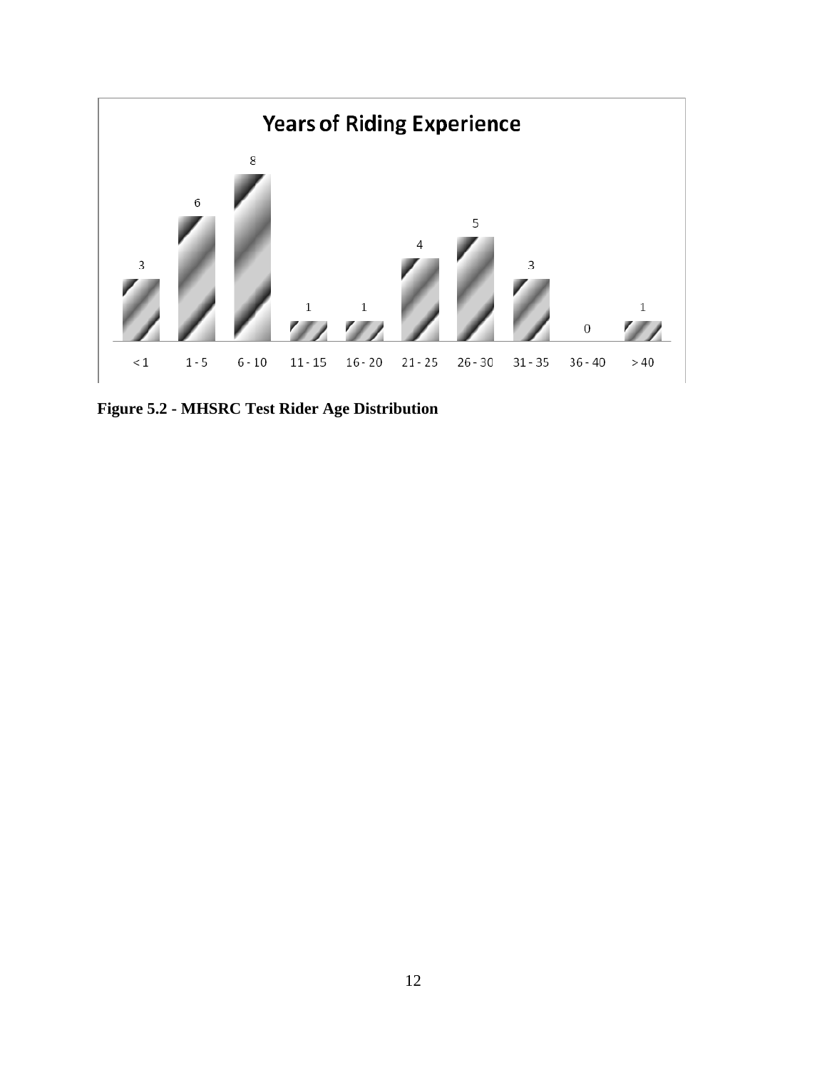**Years of Riding Experience**

| < 1 | 1 - 5 | 6 - 10 | 11 - 15 | 16 - 20 | 21 - 25 | 26 - 30 | 31 - 35 | 36 - 40 | > 40 |
|---|---|---|---|---|---|---|---|---|---|
| 3 | 6 | 8 | 1 | 1 | 4 | 5 | 3 | 0 | 1 |

**Figure 5.2 - MHSRC Test Rider Age Distribution**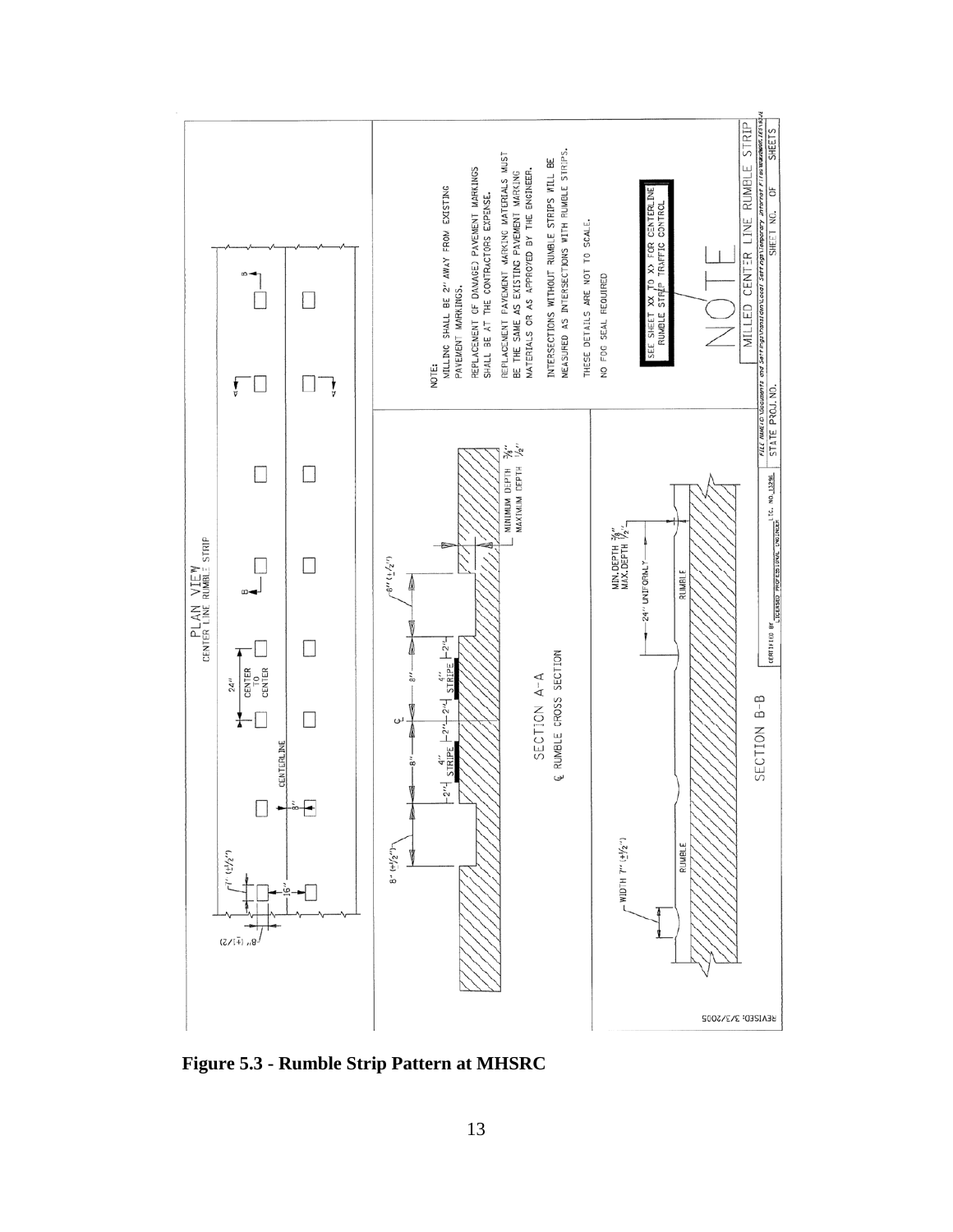PLAN VIEW
CENTER LINE RUMBLE STRIP

NOTE:
MILLING SHALL BE 2" AWAY FROM EXISTING PAVEMENT MARKINGS.

REPLACEMENT OF DAMAGED PAVEMENT MARKINGS SHALL BE AT THE CONTRACTORS EXPENSE.

REPLACEMENT PAVEMENT MARKING MATERIALS MUST BE THE SAME AS EXISTING PAVEMENT MARKING MATERIALS OR AS APPROVED BY THE ENGINEER.

INTERSECTIONS WITHOUT RUMBLE STRIPS WILL BE MEASURED AS INTERSECTIONS WITH RUMBLE STRIPS.

THESE DETAILS ARE NOT TO SCALE.

NO FOG SEAL REQUIRED

SEE SHEET XX TO XX FOR CENTERLINE RUMBLE STRIP TRAFFIC CONTROL

NOTE

SECTION A-A
℄ RUMBLE CROSS SECTION

SECTION B-B

MILLED CENTER LINE RUMBLE STRIP

REVISED: 3/3/2005

**Figure 5.3 - Rumble Strip Pattern at MHSRC**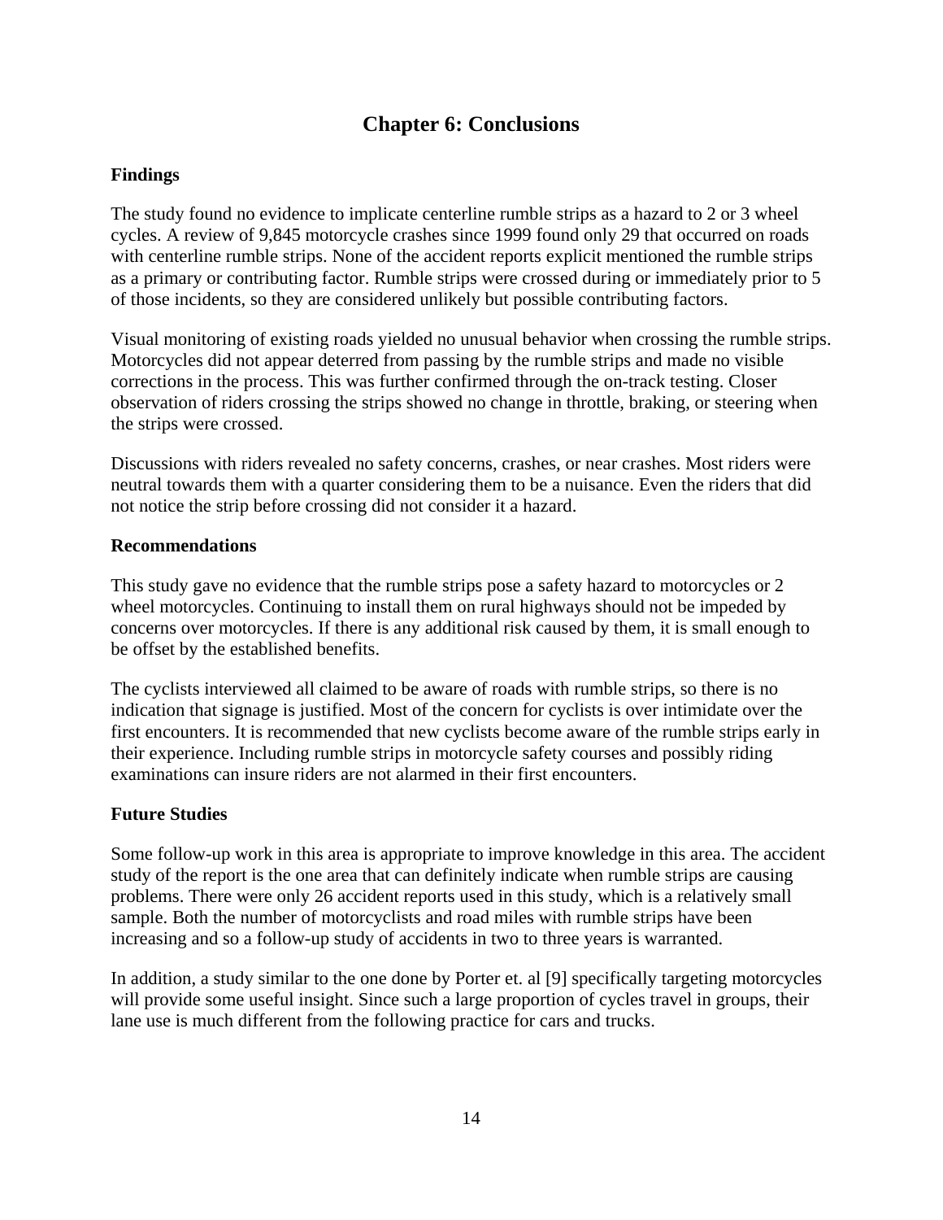# Chapter 6: Conclusions

### Findings

The study found no evidence to implicate centerline rumble strips as a hazard to 2 or 3 wheel cycles. A review of 9,845 motorcycle crashes since 1999 found only 29 that occurred on roads with centerline rumble strips. None of the accident reports explicit mentioned the rumble strips as a primary or contributing factor. Rumble strips were crossed during or immediately prior to 5 of those incidents, so they are considered unlikely but possible contributing factors.

Visual monitoring of existing roads yielded no unusual behavior when crossing the rumble strips. Motorcycles did not appear deterred from passing by the rumble strips and made no visible corrections in the process. This was further confirmed through the on-track testing. Closer observation of riders crossing the strips showed no change in throttle, braking, or steering when the strips were crossed.

Discussions with riders revealed no safety concerns, crashes, or near crashes. Most riders were neutral towards them with a quarter considering them to be a nuisance. Even the riders that did not notice the strip before crossing did not consider it a hazard.

### Recommendations

This study gave no evidence that the rumble strips pose a safety hazard to motorcycles or 2 wheel motorcycles. Continuing to install them on rural highways should not be impeded by concerns over motorcycles. If there is any additional risk caused by them, it is small enough to be offset by the established benefits.

The cyclists interviewed all claimed to be aware of roads with rumble strips, so there is no indication that signage is justified. Most of the concern for cyclists is over intimidate over the first encounters. It is recommended that new cyclists become aware of the rumble strips early in their experience. Including rumble strips in motorcycle safety courses and possibly riding examinations can insure riders are not alarmed in their first encounters.

### Future Studies

Some follow-up work in this area is appropriate to improve knowledge in this area. The accident study of the report is the one area that can definitely indicate when rumble strips are causing problems. There were only 26 accident reports used in this study, which is a relatively small sample. Both the number of motorcyclists and road miles with rumble strips have been increasing and so a follow-up study of accidents in two to three years is warranted.

In addition, a study similar to the one done by Porter et. al [9] specifically targeting motorcycles will provide some useful insight. Since such a large proportion of cycles travel in groups, their lane use is much different from the following practice for cars and trucks.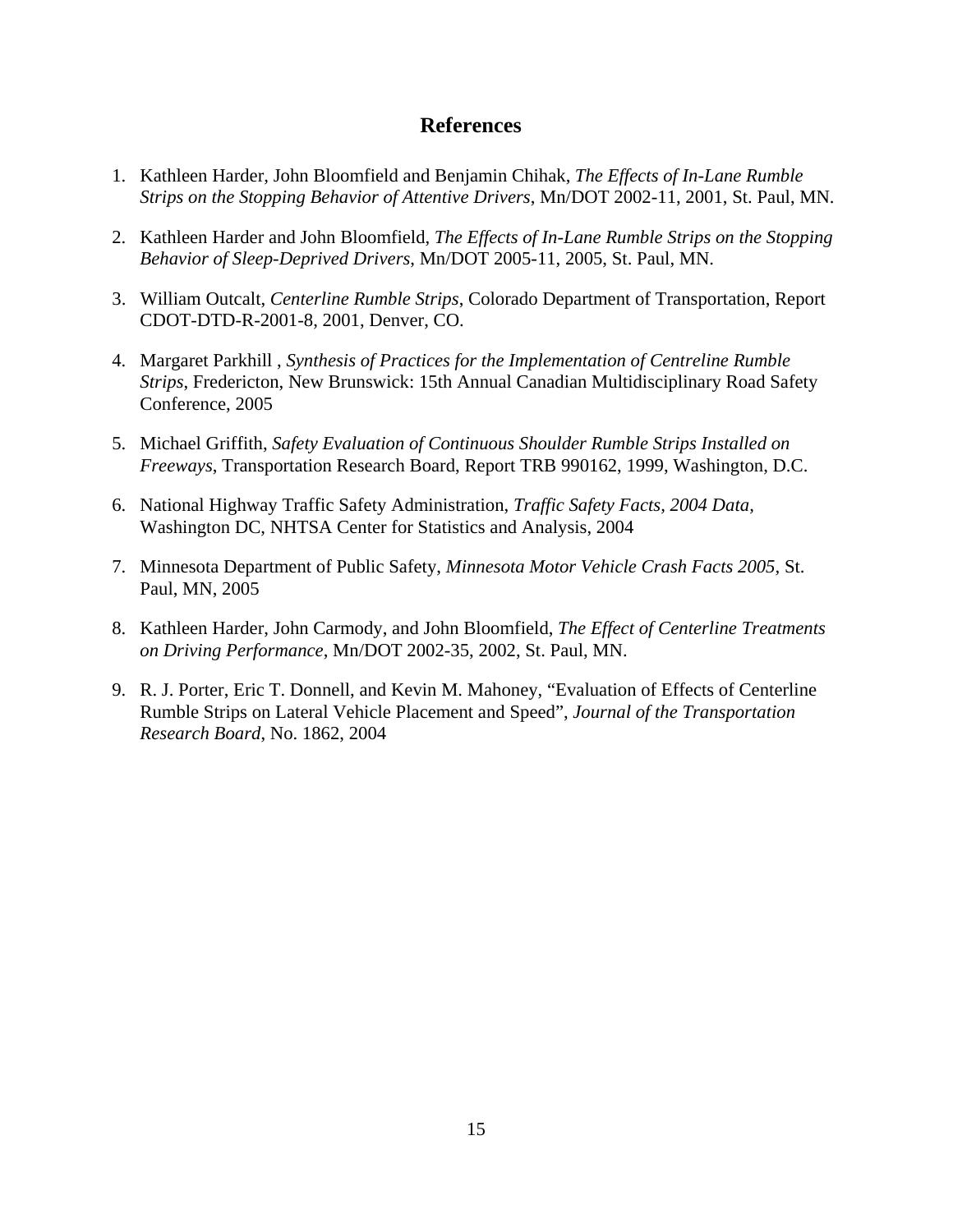# References

1. Kathleen Harder, John Bloomfield and Benjamin Chihak, *The Effects of In-Lane Rumble Strips on the Stopping Behavior of Attentive Drivers*, Mn/DOT 2002-11, 2001, St. Paul, MN.

2. Kathleen Harder and John Bloomfield, *The Effects of In-Lane Rumble Strips on the Stopping Behavior of Sleep-Deprived Drivers*, Mn/DOT 2005-11, 2005, St. Paul, MN.

3. William Outcalt, *Centerline Rumble Strips*, Colorado Department of Transportation, Report CDOT-DTD-R-2001-8, 2001, Denver, CO.

4. Margaret Parkhill , *Synthesis of Practices for the Implementation of Centreline Rumble Strips*, Fredericton, New Brunswick: 15th Annual Canadian Multidisciplinary Road Safety Conference, 2005

5. Michael Griffith, *Safety Evaluation of Continuous Shoulder Rumble Strips Installed on Freeways*, Transportation Research Board, Report TRB 990162, 1999, Washington, D.C.

6. National Highway Traffic Safety Administration, *Traffic Safety Facts, 2004 Data*, Washington DC, NHTSA Center for Statistics and Analysis, 2004

7. Minnesota Department of Public Safety, *Minnesota Motor Vehicle Crash Facts 2005*, St. Paul, MN, 2005

8. Kathleen Harder, John Carmody, and John Bloomfield, *The Effect of Centerline Treatments on Driving Performance*, Mn/DOT 2002-35, 2002, St. Paul, MN.

9. R. J. Porter, Eric T. Donnell, and Kevin M. Mahoney, "Evaluation of Effects of Centerline Rumble Strips on Lateral Vehicle Placement and Speed", *Journal of the Transportation Research Board*, No. 1862, 2004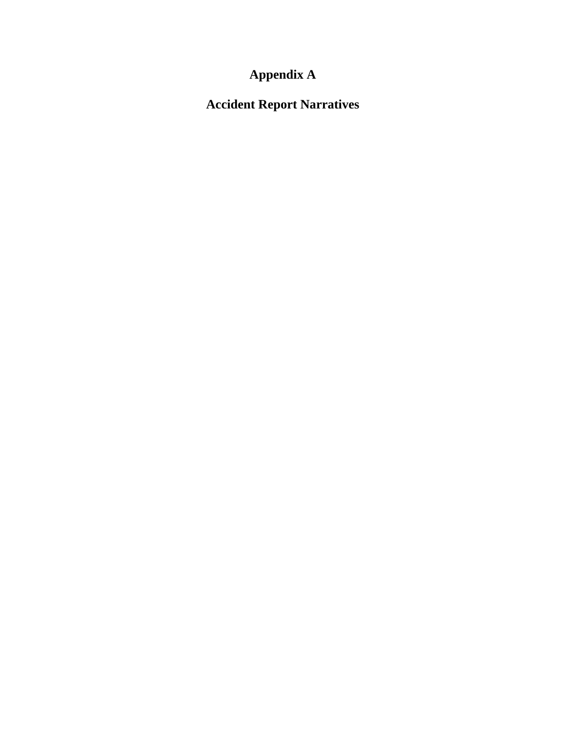# Appendix A

# Accident Report Narratives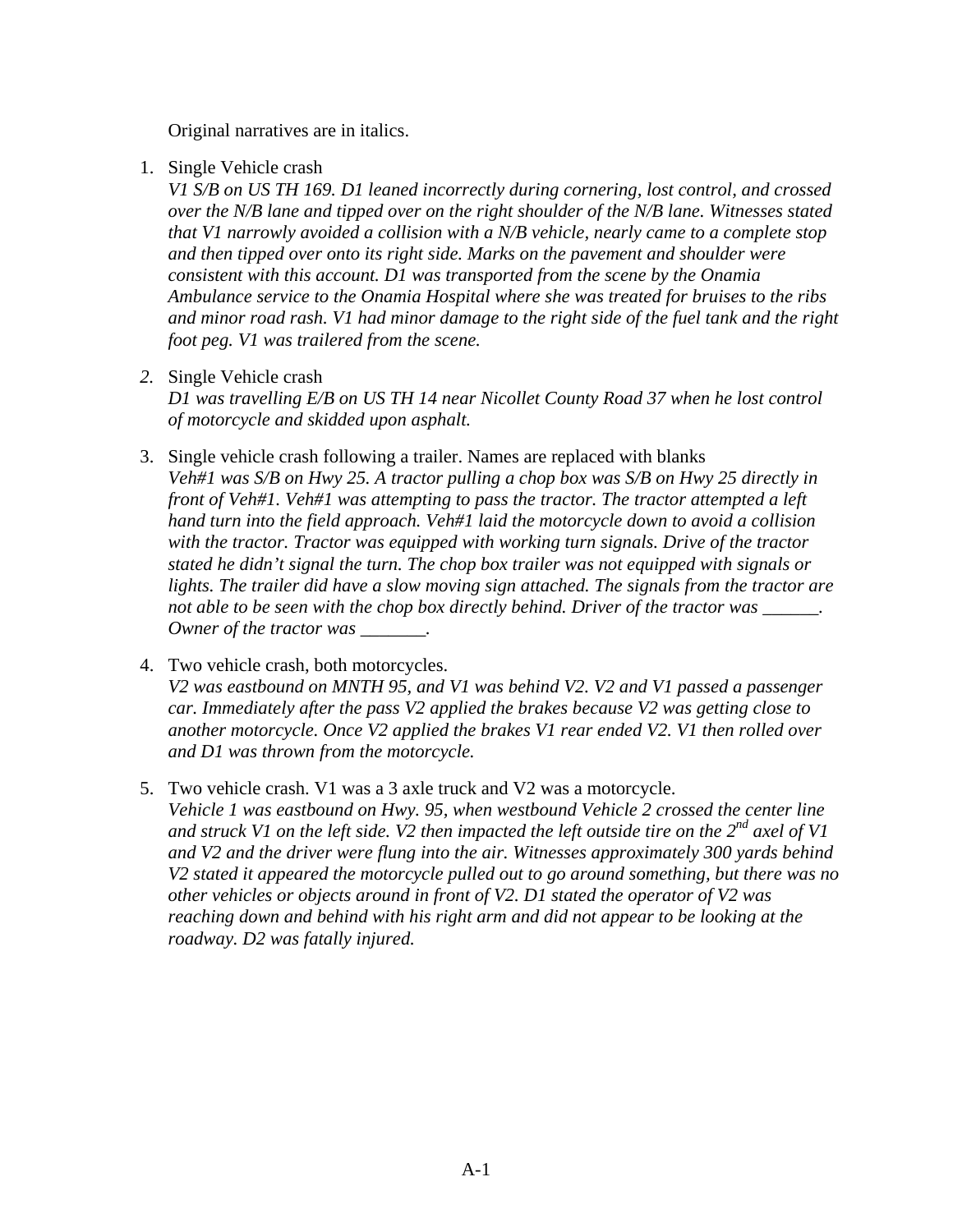Original narratives are in italics.

1. Single Vehicle crash
   *V1 S/B on US TH 169. D1 leaned incorrectly during cornering, lost control, and crossed over the N/B lane and tipped over on the right shoulder of the N/B lane. Witnesses stated that V1 narrowly avoided a collision with a N/B vehicle, nearly came to a complete stop and then tipped over onto its right side. Marks on the pavement and shoulder were consistent with this account. D1 was transported from the scene by the Onamia Ambulance service to the Onamia Hospital where she was treated for bruises to the ribs and minor road rash. V1 had minor damage to the right side of the fuel tank and the right foot peg. V1 was trailered from the scene.*

2. Single Vehicle crash
   *D1 was travelling E/B on US TH 14 near Nicollet County Road 37 when he lost control of motorcycle and skidded upon asphalt.*

3. Single vehicle crash following a trailer. Names are replaced with blanks
   *Veh#1 was S/B on Hwy 25. A tractor pulling a chop box was S/B on Hwy 25 directly in front of Veh#1. Veh#1 was attempting to pass the tractor. The tractor attempted a left hand turn into the field approach. Veh#1 laid the motorcycle down to avoid a collision with the tractor. Tractor was equipped with working turn signals. Drive of the tractor stated he didn't signal the turn. The chop box trailer was not equipped with signals or lights. The trailer did have a slow moving sign attached. The signals from the tractor are not able to be seen with the chop box directly behind. Driver of the tractor was ______. Owner of the tractor was _______.*

4. Two vehicle crash, both motorcycles.
   *V2 was eastbound on MNTH 95, and V1 was behind V2. V2 and V1 passed a passenger car. Immediately after the pass V2 applied the brakes because V2 was getting close to another motorcycle. Once V2 applied the brakes V1 rear ended V2. V1 then rolled over and D1 was thrown from the motorcycle.*

5. Two vehicle crash. V1 was a 3 axle truck and V2 was a motorcycle.
   *Vehicle 1 was eastbound on Hwy. 95, when westbound Vehicle 2 crossed the center line and struck V1 on the left side. V2 then impacted the left outside tire on the 2nd axel of V1 and V2 and the driver were flung into the air. Witnesses approximately 300 yards behind V2 stated it appeared the motorcycle pulled out to go around something, but there was no other vehicles or objects around in front of V2. D1 stated the operator of V2 was reaching down and behind with his right arm and did not appear to be looking at the roadway. D2 was fatally injured.*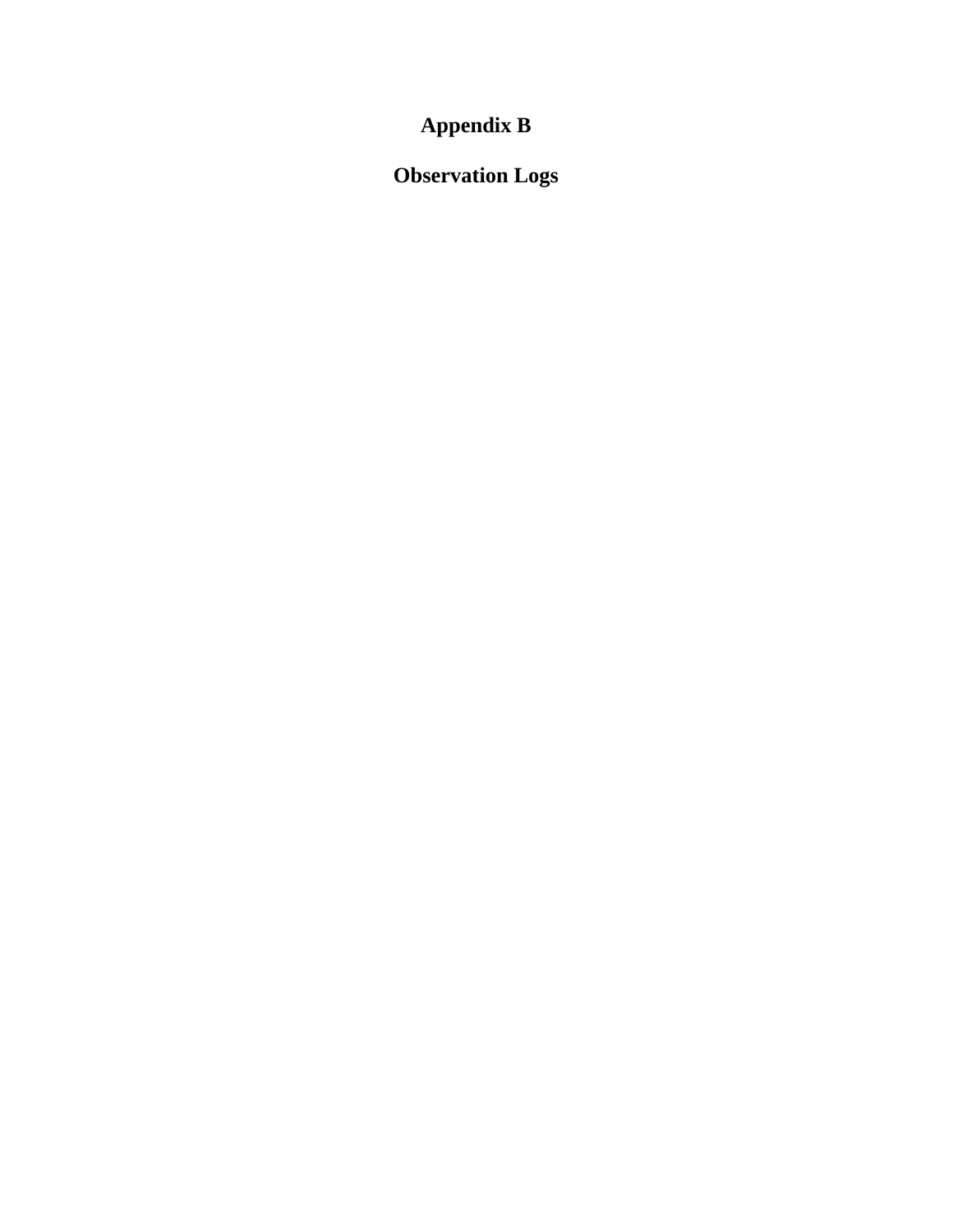# Appendix B

## Observation Logs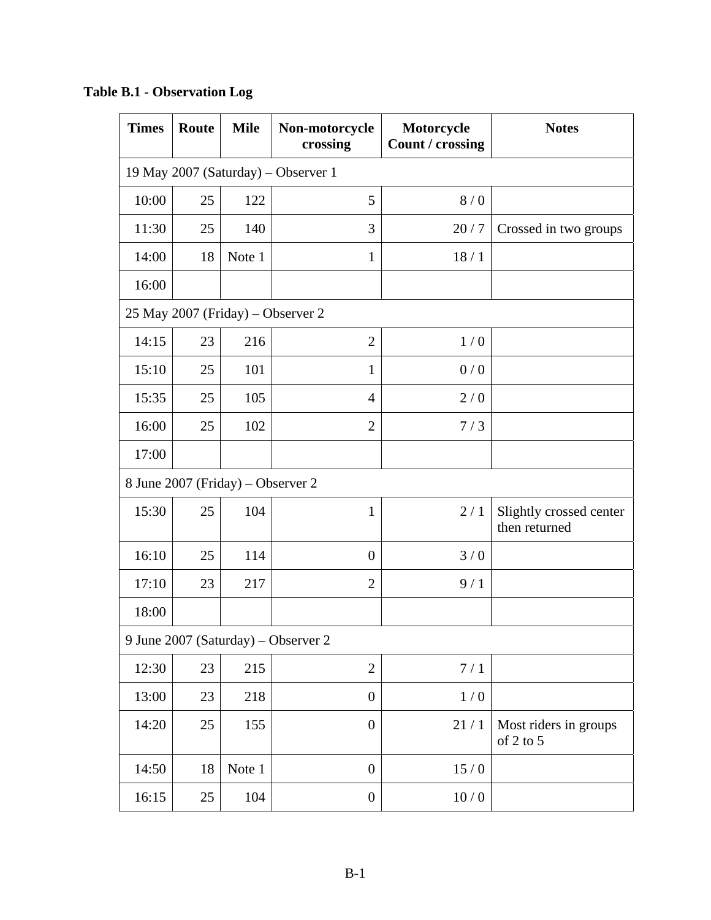**Table B.1 - Observation Log**

| Times | Route | Mile | Non-motorcycle crossing | Motorcycle Count / crossing | Notes |
|---|---|---|---|---|---|
| 19 May 2007 (Saturday) – Observer 1 | | | | | |
| 10:00 | 25 | 122 | 5 | 8 / 0 | |
| 11:30 | 25 | 140 | 3 | 20 / 7 | Crossed in two groups |
| 14:00 | 18 | Note 1 | 1 | 18 / 1 | |
| 16:00 | | | | | |
| 25 May 2007 (Friday) – Observer 2 | | | | | |
| 14:15 | 23 | 216 | 2 | 1 / 0 | |
| 15:10 | 25 | 101 | 1 | 0 / 0 | |
| 15:35 | 25 | 105 | 4 | 2 / 0 | |
| 16:00 | 25 | 102 | 2 | 7 / 3 | |
| 17:00 | | | | | |
| 8 June 2007 (Friday) – Observer 2 | | | | | |
| 15:30 | 25 | 104 | 1 | 2 / 1 | Slightly crossed center then returned |
| 16:10 | 25 | 114 | 0 | 3 / 0 | |
| 17:10 | 23 | 217 | 2 | 9 / 1 | |
| 18:00 | | | | | |
| 9 June 2007 (Saturday) – Observer 2 | | | | | |
| 12:30 | 23 | 215 | 2 | 7 / 1 | |
| 13:00 | 23 | 218 | 0 | 1 / 0 | |
| 14:20 | 25 | 155 | 0 | 21 / 1 | Most riders in groups of 2 to 5 |
| 14:50 | 18 | Note 1 | 0 | 15 / 0 | |
| 16:15 | 25 | 104 | 0 | 10 / 0 | |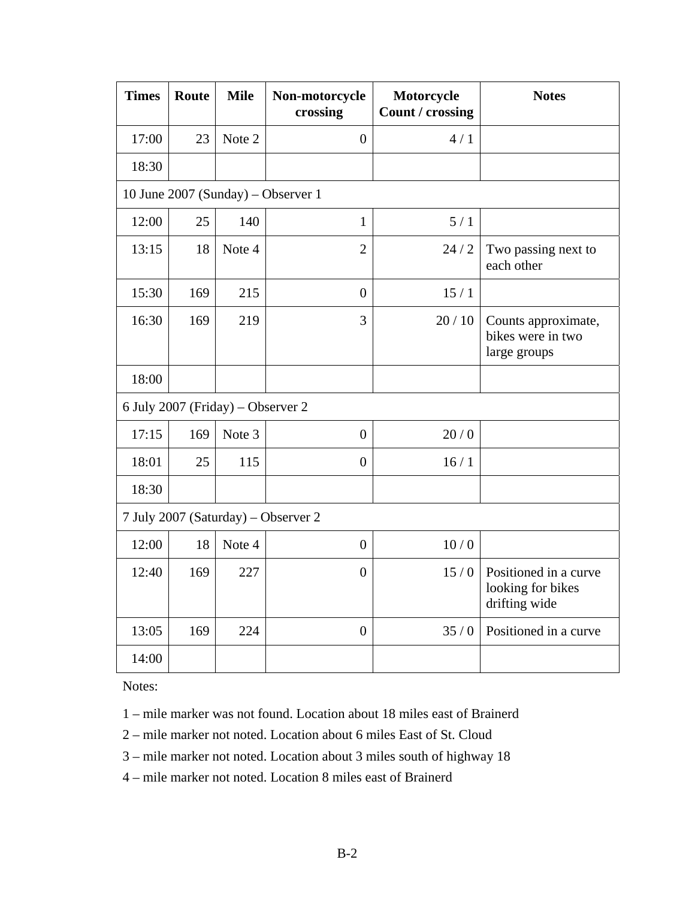| Times | Route | Mile | Non-motorcycle crossing | Motorcycle Count / crossing | Notes |
|---|---|---|---|---|---|
| 17:00 | 23 | Note 2 | 0 | 4 / 1 | |
| 18:30 | | | | | |
| 10 June 2007 (Sunday) – Observer 1 | | | | | |
| 12:00 | 25 | 140 | 1 | 5 / 1 | |
| 13:15 | 18 | Note 4 | 2 | 24 / 2 | Two passing next to each other |
| 15:30 | 169 | 215 | 0 | 15 / 1 | |
| 16:30 | 169 | 219 | 3 | 20 / 10 | Counts approximate, bikes were in two large groups |
| 18:00 | | | | | |
| 6 July 2007 (Friday) – Observer 2 | | | | | |
| 17:15 | 169 | Note 3 | 0 | 20 / 0 | |
| 18:01 | 25 | 115 | 0 | 16 / 1 | |
| 18:30 | | | | | |
| 7 July 2007 (Saturday) – Observer 2 | | | | | |
| 12:00 | 18 | Note 4 | 0 | 10 / 0 | |
| 12:40 | 169 | 227 | 0 | 15 / 0 | Positioned in a curve looking for bikes drifting wide |
| 13:05 | 169 | 224 | 0 | 35 / 0 | Positioned in a curve |
| 14:00 | | | | | |

Notes:

1 – mile marker was not found. Location about 18 miles east of Brainerd

2 – mile marker not noted. Location about 6 miles East of St. Cloud

3 – mile marker not noted. Location about 3 miles south of highway 18

4 – mile marker not noted. Location 8 miles east of Brainerd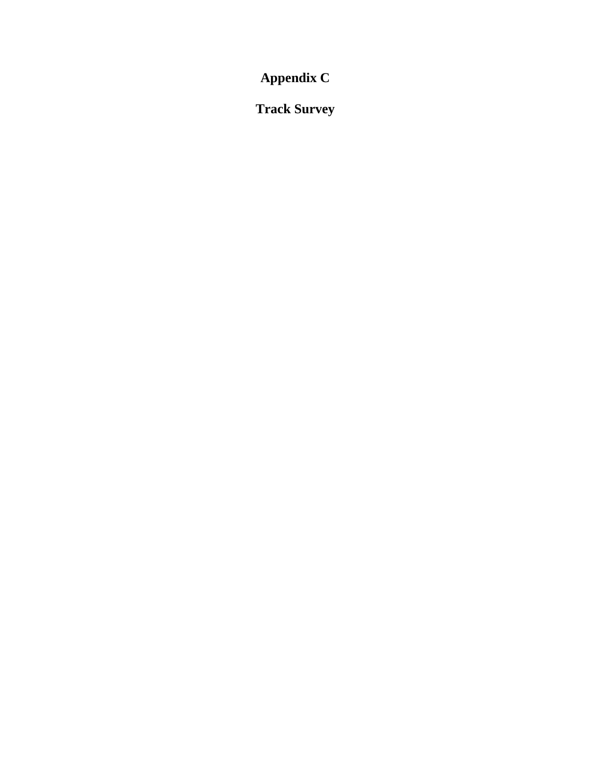# Appendix C

# Track Survey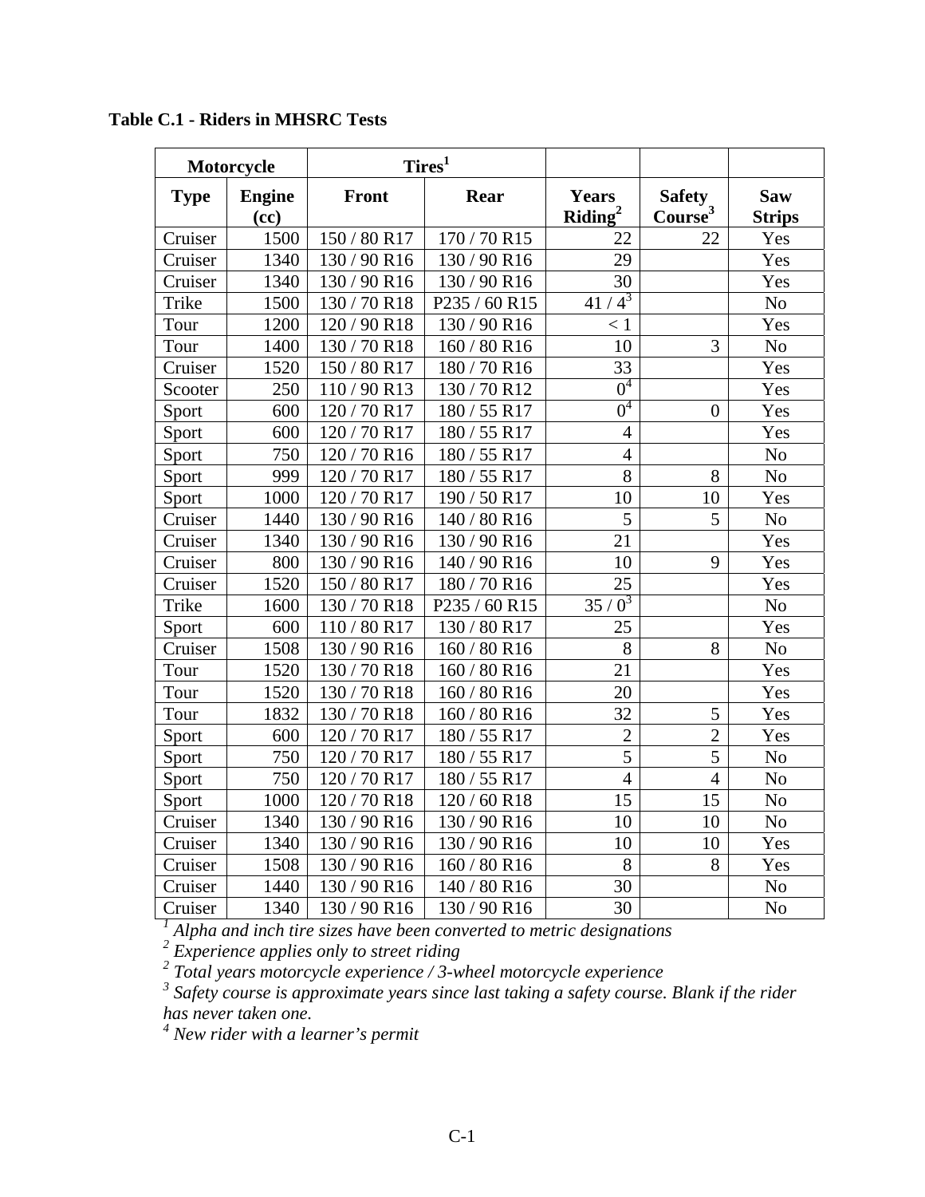**Table C.1 - Riders in MHSRC Tests**

| Motorcycle | | Tires[1] | | | | |
|---|---|---|---|---|---|---|
| Type | Engine (cc) | Front | Rear | Years Riding[2] | Safety Course[3] | Saw Strips |
| Cruiser | 1500 | 150 / 80 R17 | 170 / 70 R15 | 22 | 22 | Yes |
| Cruiser | 1340 | 130 / 90 R16 | 130 / 90 R16 | 29 | | Yes |
| Cruiser | 1340 | 130 / 90 R16 | 130 / 90 R16 | 30 | | Yes |
| Trike | 1500 | 130 / 70 R18 | P235 / 60 R15 | 41 / 4[3] | | No |
| Tour | 1200 | 120 / 90 R18 | 130 / 90 R16 | < 1 | | Yes |
| Tour | 1400 | 130 / 70 R18 | 160 / 80 R16 | 10 | 3 | No |
| Cruiser | 1520 | 150 / 80 R17 | 180 / 70 R16 | 33 | | Yes |
| Scooter | 250 | 110 / 90 R13 | 130 / 70 R12 | 0[4] | | Yes |
| Sport | 600 | 120 / 70 R17 | 180 / 55 R17 | 0[4] | 0 | Yes |
| Sport | 600 | 120 / 70 R17 | 180 / 55 R17 | 4 | | Yes |
| Sport | 750 | 120 / 70 R16 | 180 / 55 R17 | 4 | | No |
| Sport | 999 | 120 / 70 R17 | 180 / 55 R17 | 8 | 8 | No |
| Sport | 1000 | 120 / 70 R17 | 190 / 50 R17 | 10 | 10 | Yes |
| Cruiser | 1440 | 130 / 90 R16 | 140 / 80 R16 | 5 | 5 | No |
| Cruiser | 1340 | 130 / 90 R16 | 130 / 90 R16 | 21 | | Yes |
| Cruiser | 800 | 130 / 90 R16 | 140 / 90 R16 | 10 | 9 | Yes |
| Cruiser | 1520 | 150 / 80 R17 | 180 / 70 R16 | 25 | | Yes |
| Trike | 1600 | 130 / 70 R18 | P235 / 60 R15 | 35 / 0[3] | | No |
| Sport | 600 | 110 / 80 R17 | 130 / 80 R17 | 25 | | Yes |
| Cruiser | 1508 | 130 / 90 R16 | 160 / 80 R16 | 8 | 8 | No |
| Tour | 1520 | 130 / 70 R18 | 160 / 80 R16 | 21 | | Yes |
| Tour | 1520 | 130 / 70 R18 | 160 / 80 R16 | 20 | | Yes |
| Tour | 1832 | 130 / 70 R18 | 160 / 80 R16 | 32 | 5 | Yes |
| Sport | 600 | 120 / 70 R17 | 180 / 55 R17 | 2 | 2 | Yes |
| Sport | 750 | 120 / 70 R17 | 180 / 55 R17 | 5 | 5 | No |
| Sport | 750 | 120 / 70 R17 | 180 / 55 R17 | 4 | 4 | No |
| Sport | 1000 | 120 / 70 R18 | 120 / 60 R18 | 15 | 15 | No |
| Cruiser | 1340 | 130 / 90 R16 | 130 / 90 R16 | 10 | 10 | No |
| Cruiser | 1340 | 130 / 90 R16 | 130 / 90 R16 | 10 | 10 | Yes |
| Cruiser | 1508 | 130 / 90 R16 | 160 / 80 R16 | 8 | 8 | Yes |
| Cruiser | 1440 | 130 / 90 R16 | 140 / 80 R16 | 30 | | No |
| Cruiser | 1340 | 130 / 90 R16 | 130 / 90 R16 | 30 | | No |

[1] *Alpha and inch tire sizes have been converted to metric designations*
[2] *Experience applies only to street riding*
[2] *Total years motorcycle experience / 3-wheel motorcycle experience*
[3] *Safety course is approximate years since last taking a safety course. Blank if the rider has never taken one.*
[4] *New rider with a learner's permit*